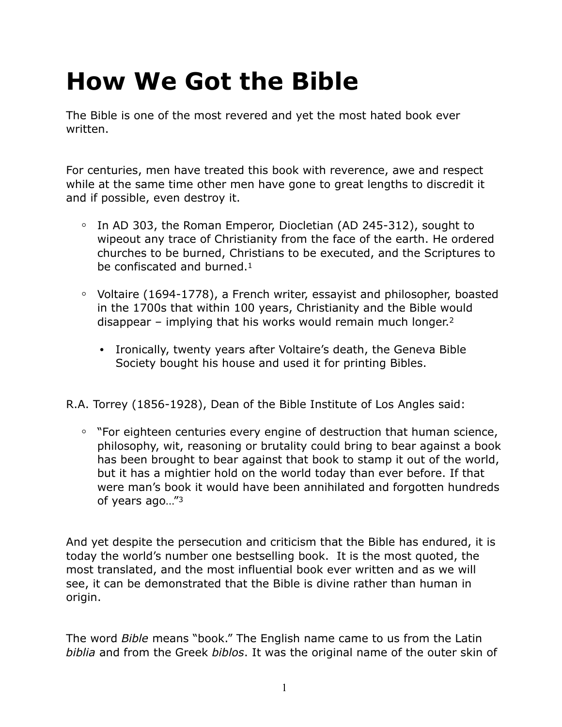# How We Got the Bible

The Bible is one of the most revered and yet the most hated book ever written.

For centuries, men have treated this book with reverence, awe and respect while at the same time other men have gone to great lengths to discredit it and if possible, even destroy it.

- In AD 303, the Roman Emperor, Diocletian (AD 245-312), sought to wipeout any trace of Christianity from the face of the earth. He ordered churches to be burned, Christians to be executed, and the Scriptures to be confiscated and burned.[1]

- Voltaire (1694-1778), a French writer, essayist and philosopher, boasted in the 1700s that within 100 years, Christianity and the Bible would disappear – implying that his works would remain much longer.[2]

  - Ironically, twenty years after Voltaire's death, the Geneva Bible Society bought his house and used it for printing Bibles.

R.A. Torrey (1856-1928), Dean of the Bible Institute of Los Angles said:

- "For eighteen centuries every engine of destruction that human science, philosophy, wit, reasoning or brutality could bring to bear against a book has been brought to bear against that book to stamp it out of the world, but it has a mightier hold on the world today than ever before. If that were man's book it would have been annihilated and forgotten hundreds of years ago…"[3]

And yet despite the persecution and criticism that the Bible has endured, it is today the world's number one bestselling book. It is the most quoted, the most translated, and the most influential book ever written and as we will see, it can be demonstrated that the Bible is divine rather than human in origin.

The word *Bible* means "book." The English name came to us from the Latin *biblia* and from the Greek *biblos*. It was the original name of the outer skin of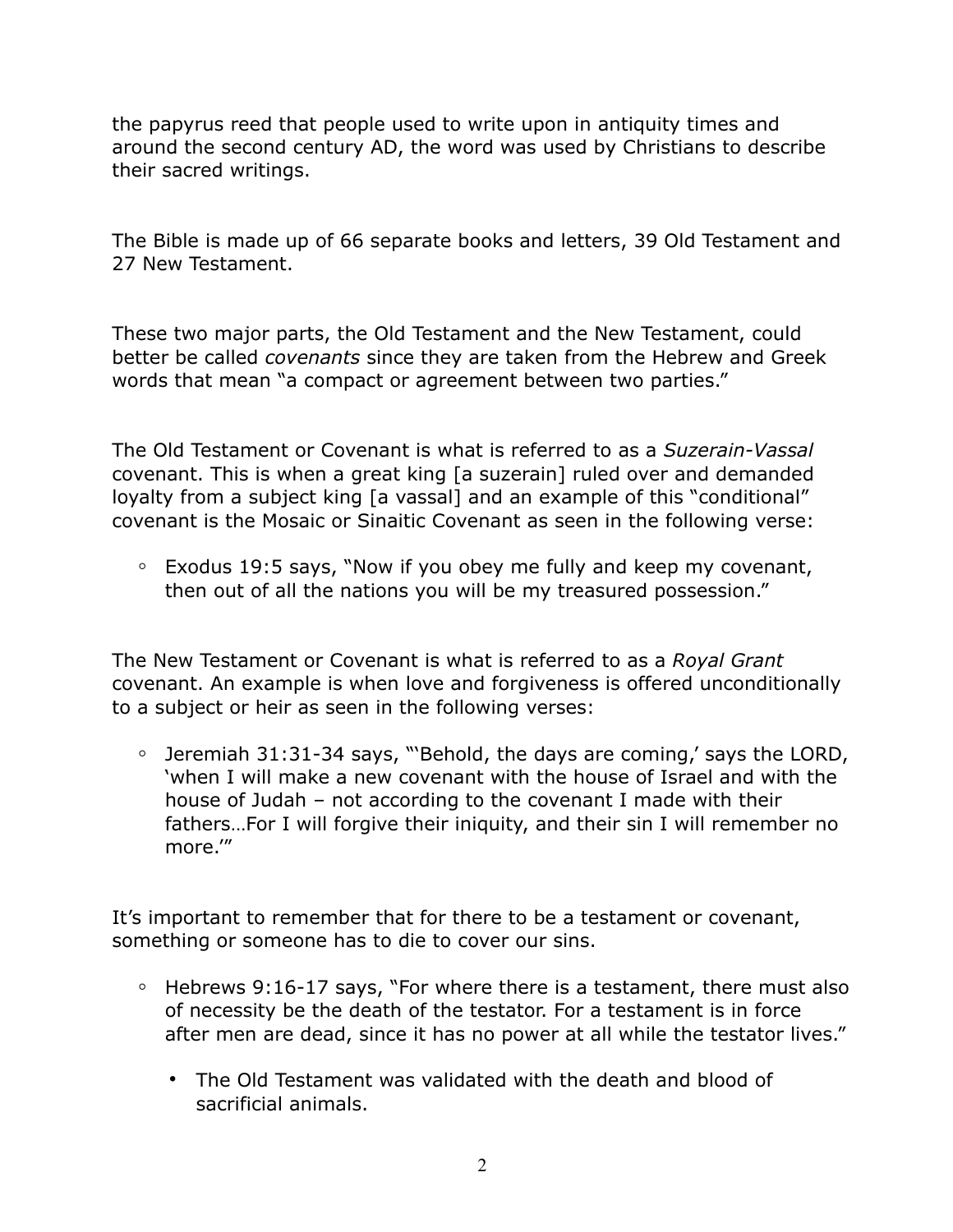the papyrus reed that people used to write upon in antiquity times and around the second century AD, the word was used by Christians to describe their sacred writings.

The Bible is made up of 66 separate books and letters, 39 Old Testament and 27 New Testament.

These two major parts, the Old Testament and the New Testament, could better be called *covenants* since they are taken from the Hebrew and Greek words that mean "a compact or agreement between two parties."

The Old Testament or Covenant is what is referred to as a *Suzerain-Vassal* covenant. This is when a great king [a suzerain] ruled over and demanded loyalty from a subject king [a vassal] and an example of this "conditional" covenant is the Mosaic or Sinaitic Covenant as seen in the following verse:

- Exodus 19:5 says, "Now if you obey me fully and keep my covenant, then out of all the nations you will be my treasured possession."

The New Testament or Covenant is what is referred to as a *Royal Grant* covenant. An example is when love and forgiveness is offered unconditionally to a subject or heir as seen in the following verses:

- Jeremiah 31:31-34 says, "'Behold, the days are coming,' says the LORD, 'when I will make a new covenant with the house of Israel and with the house of Judah – not according to the covenant I made with their fathers…For I will forgive their iniquity, and their sin I will remember no more.'"

It's important to remember that for there to be a testament or covenant, something or someone has to die to cover our sins.

- Hebrews 9:16-17 says, "For where there is a testament, there must also of necessity be the death of the testator. For a testament is in force after men are dead, since it has no power at all while the testator lives."
    - The Old Testament was validated with the death and blood of sacrificial animals.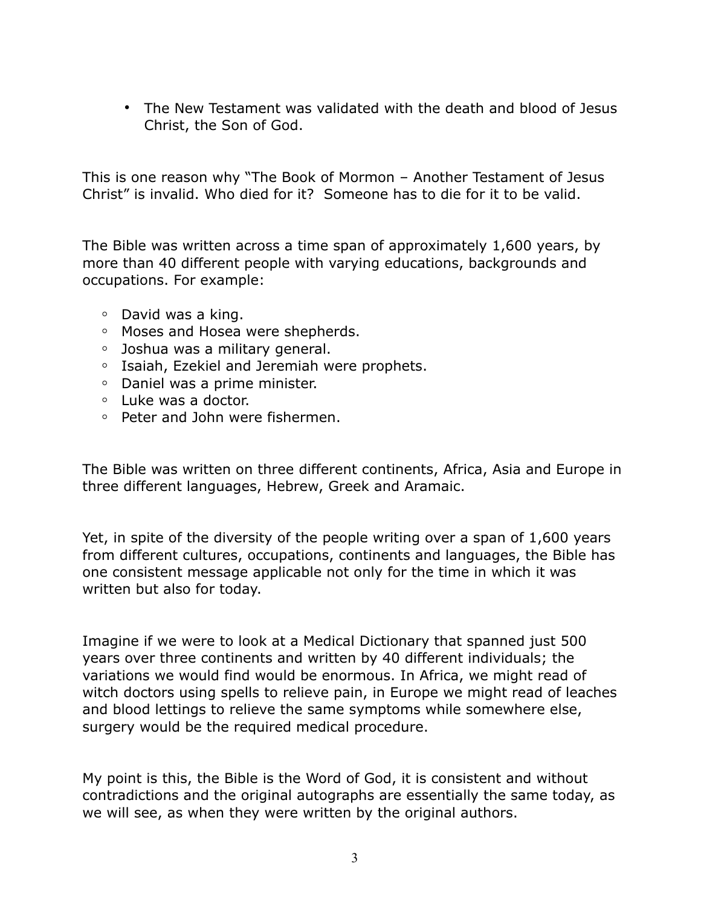- The New Testament was validated with the death and blood of Jesus Christ, the Son of God.

This is one reason why "The Book of Mormon – Another Testament of Jesus Christ" is invalid. Who died for it?  Someone has to die for it to be valid.

The Bible was written across a time span of approximately 1,600 years, by more than 40 different people with varying educations, backgrounds and occupations. For example:

- David was a king.
- Moses and Hosea were shepherds.
- Joshua was a military general.
- Isaiah, Ezekiel and Jeremiah were prophets.
- Daniel was a prime minister.
- Luke was a doctor.
- Peter and John were fishermen.

The Bible was written on three different continents, Africa, Asia and Europe in three different languages, Hebrew, Greek and Aramaic.

Yet, in spite of the diversity of the people writing over a span of 1,600 years from different cultures, occupations, continents and languages, the Bible has one consistent message applicable not only for the time in which it was written but also for today.

Imagine if we were to look at a Medical Dictionary that spanned just 500 years over three continents and written by 40 different individuals; the variations we would find would be enormous. In Africa, we might read of witch doctors using spells to relieve pain, in Europe we might read of leaches and blood lettings to relieve the same symptoms while somewhere else, surgery would be the required medical procedure.

My point is this, the Bible is the Word of God, it is consistent and without contradictions and the original autographs are essentially the same today, as we will see, as when they were written by the original authors.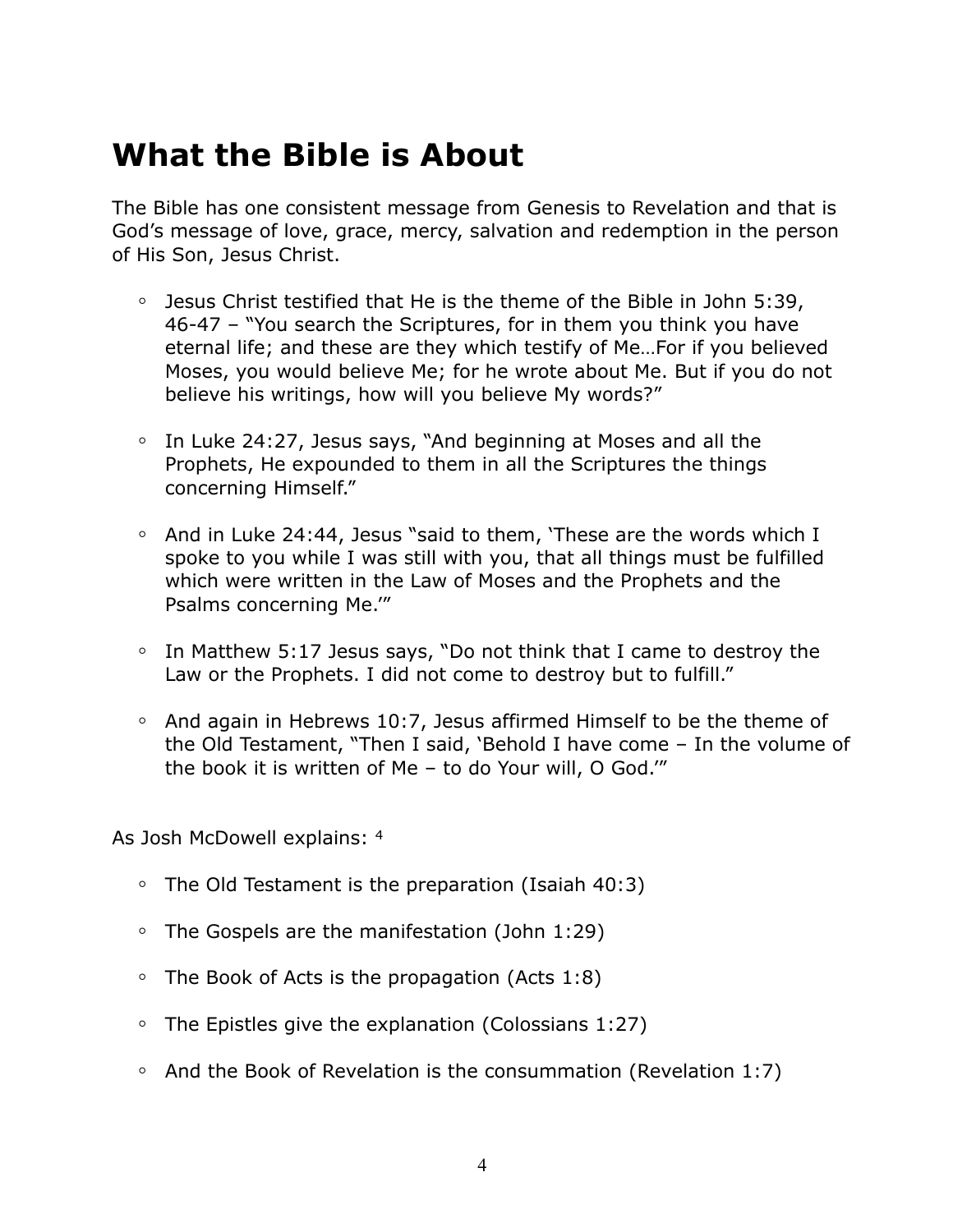# What the Bible is About

The Bible has one consistent message from Genesis to Revelation and that is God's message of love, grace, mercy, salvation and redemption in the person of His Son, Jesus Christ.

- Jesus Christ testified that He is the theme of the Bible in John 5:39, 46-47 – "You search the Scriptures, for in them you think you have eternal life; and these are they which testify of Me…For if you believed Moses, you would believe Me; for he wrote about Me. But if you do not believe his writings, how will you believe My words?"
- In Luke 24:27, Jesus says, "And beginning at Moses and all the Prophets, He expounded to them in all the Scriptures the things concerning Himself."
- And in Luke 24:44, Jesus "said to them, 'These are the words which I spoke to you while I was still with you, that all things must be fulfilled which were written in the Law of Moses and the Prophets and the Psalms concerning Me.'"
- In Matthew 5:17 Jesus says, "Do not think that I came to destroy the Law or the Prophets. I did not come to destroy but to fulfill."
- And again in Hebrews 10:7, Jesus affirmed Himself to be the theme of the Old Testament, "Then I said, 'Behold I have come – In the volume of the book it is written of Me – to do Your will, O God.'"

As Josh McDowell explains: [4]

- The Old Testament is the preparation (Isaiah 40:3)
- The Gospels are the manifestation (John 1:29)
- The Book of Acts is the propagation (Acts 1:8)
- The Epistles give the explanation (Colossians 1:27)
- And the Book of Revelation is the consummation (Revelation 1:7)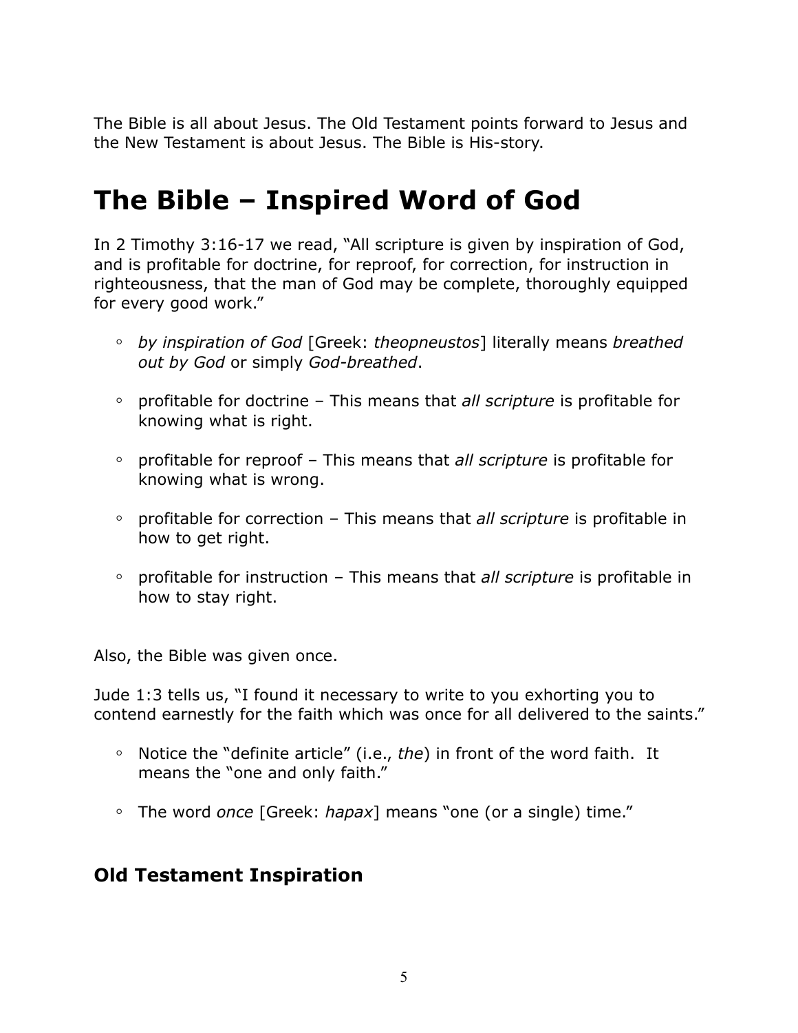The Bible is all about Jesus. The Old Testament points forward to Jesus and the New Testament is about Jesus. The Bible is His-story.

# The Bible – Inspired Word of God

In 2 Timothy 3:16-17 we read, "All scripture is given by inspiration of God, and is profitable for doctrine, for reproof, for correction, for instruction in righteousness, that the man of God may be complete, thoroughly equipped for every good work."

- *by inspiration of God* [Greek: *theopneustos*] literally means *breathed out by God* or simply *God-breathed*.
- profitable for doctrine – This means that *all scripture* is profitable for knowing what is right.
- profitable for reproof – This means that *all scripture* is profitable for knowing what is wrong.
- profitable for correction – This means that *all scripture* is profitable in how to get right.
- profitable for instruction – This means that *all scripture* is profitable in how to stay right.

Also, the Bible was given once.

Jude 1:3 tells us, "I found it necessary to write to you exhorting you to contend earnestly for the faith which was once for all delivered to the saints."

- Notice the "definite article" (i.e., *the*) in front of the word faith. It means the "one and only faith."
- The word *once* [Greek: *hapax*] means "one (or a single) time."

## Old Testament Inspiration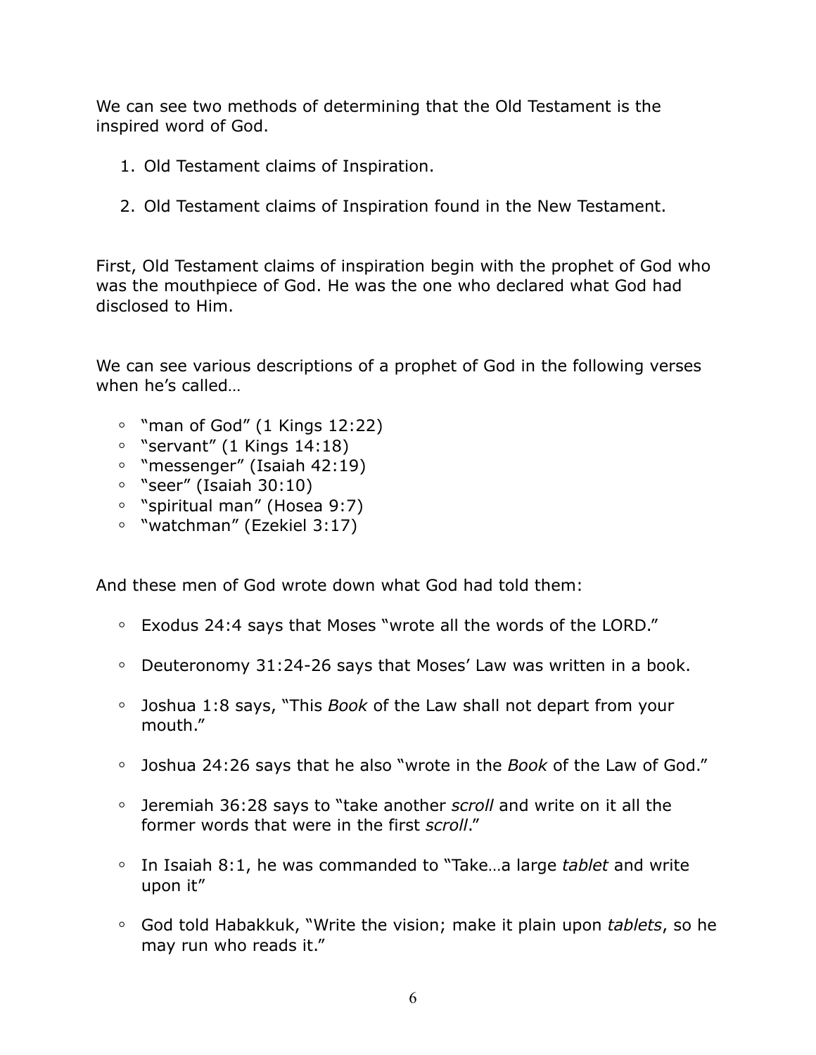We can see two methods of determining that the Old Testament is the inspired word of God.

1. Old Testament claims of Inspiration.

2. Old Testament claims of Inspiration found in the New Testament.

First, Old Testament claims of inspiration begin with the prophet of God who was the mouthpiece of God. He was the one who declared what God had disclosed to Him.

We can see various descriptions of a prophet of God in the following verses when he's called…

- "man of God" (1 Kings 12:22)
- "servant" (1 Kings 14:18)
- "messenger" (Isaiah 42:19)
- "seer" (Isaiah 30:10)
- "spiritual man" (Hosea 9:7)
- "watchman" (Ezekiel 3:17)

And these men of God wrote down what God had told them:

- Exodus 24:4 says that Moses "wrote all the words of the LORD."

- Deuteronomy 31:24-26 says that Moses' Law was written in a book.

- Joshua 1:8 says, "This *Book* of the Law shall not depart from your mouth."

- Joshua 24:26 says that he also "wrote in the *Book* of the Law of God."

- Jeremiah 36:28 says to "take another *scroll* and write on it all the former words that were in the first *scroll*."

- In Isaiah 8:1, he was commanded to "Take…a large *tablet* and write upon it"

- God told Habakkuk, "Write the vision; make it plain upon *tablets*, so he may run who reads it."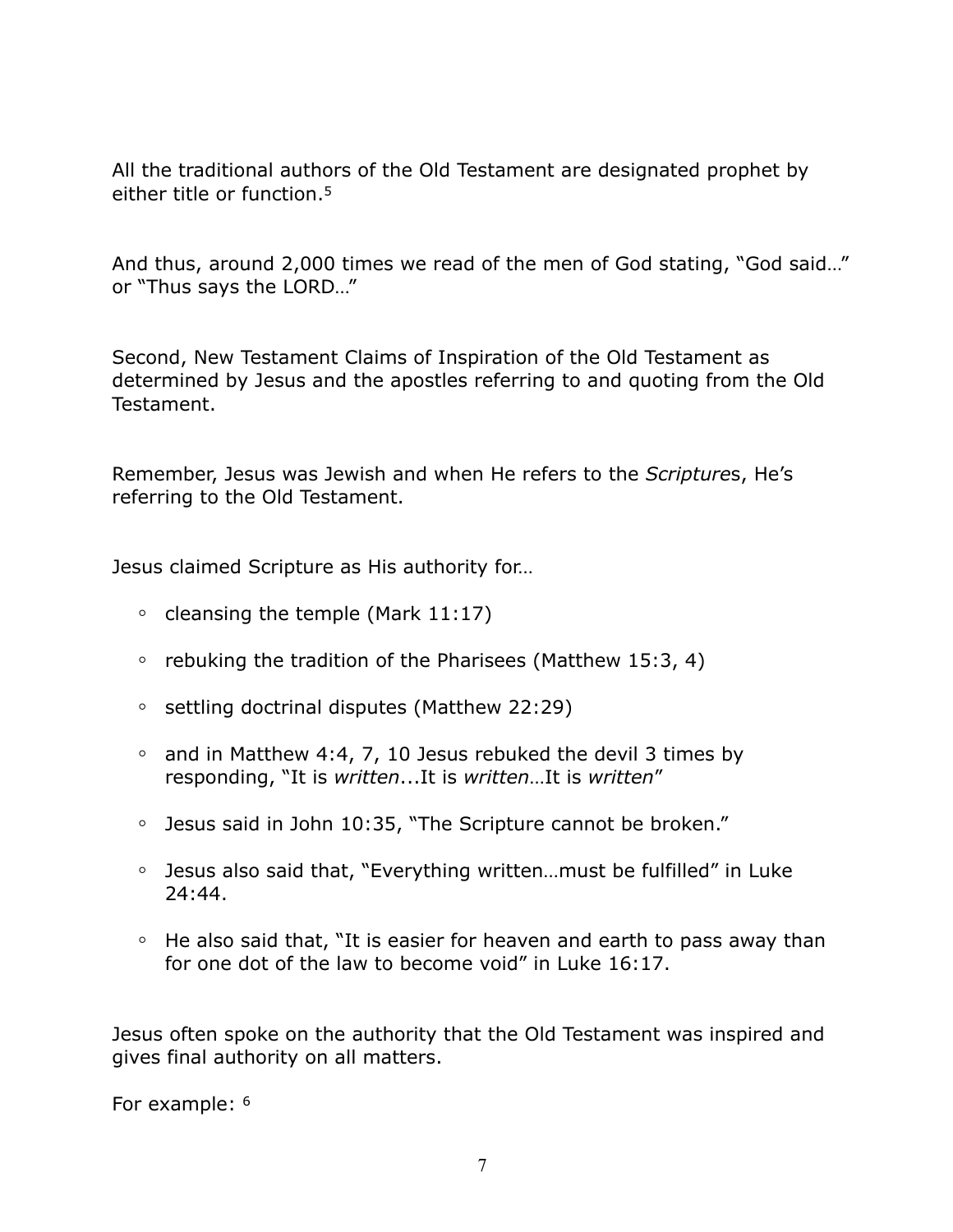All the traditional authors of the Old Testament are designated prophet by either title or function.[5]

And thus, around 2,000 times we read of the men of God stating, "God said…" or "Thus says the LORD…"

Second, New Testament Claims of Inspiration of the Old Testament as determined by Jesus and the apostles referring to and quoting from the Old Testament.

Remember, Jesus was Jewish and when He refers to the *Scripture*s, He's referring to the Old Testament.

Jesus claimed Scripture as His authority for…

- cleansing the temple (Mark 11:17)
- rebuking the tradition of the Pharisees (Matthew 15:3, 4)
- settling doctrinal disputes (Matthew 22:29)
- and in Matthew 4:4, 7, 10 Jesus rebuked the devil 3 times by responding, "It is *written*...It is *written*…It is *written*"
- Jesus said in John 10:35, "The Scripture cannot be broken."
- Jesus also said that, "Everything written…must be fulfilled" in Luke 24:44.
- He also said that, "It is easier for heaven and earth to pass away than for one dot of the law to become void" in Luke 16:17.

Jesus often spoke on the authority that the Old Testament was inspired and gives final authority on all matters.

For example: [6]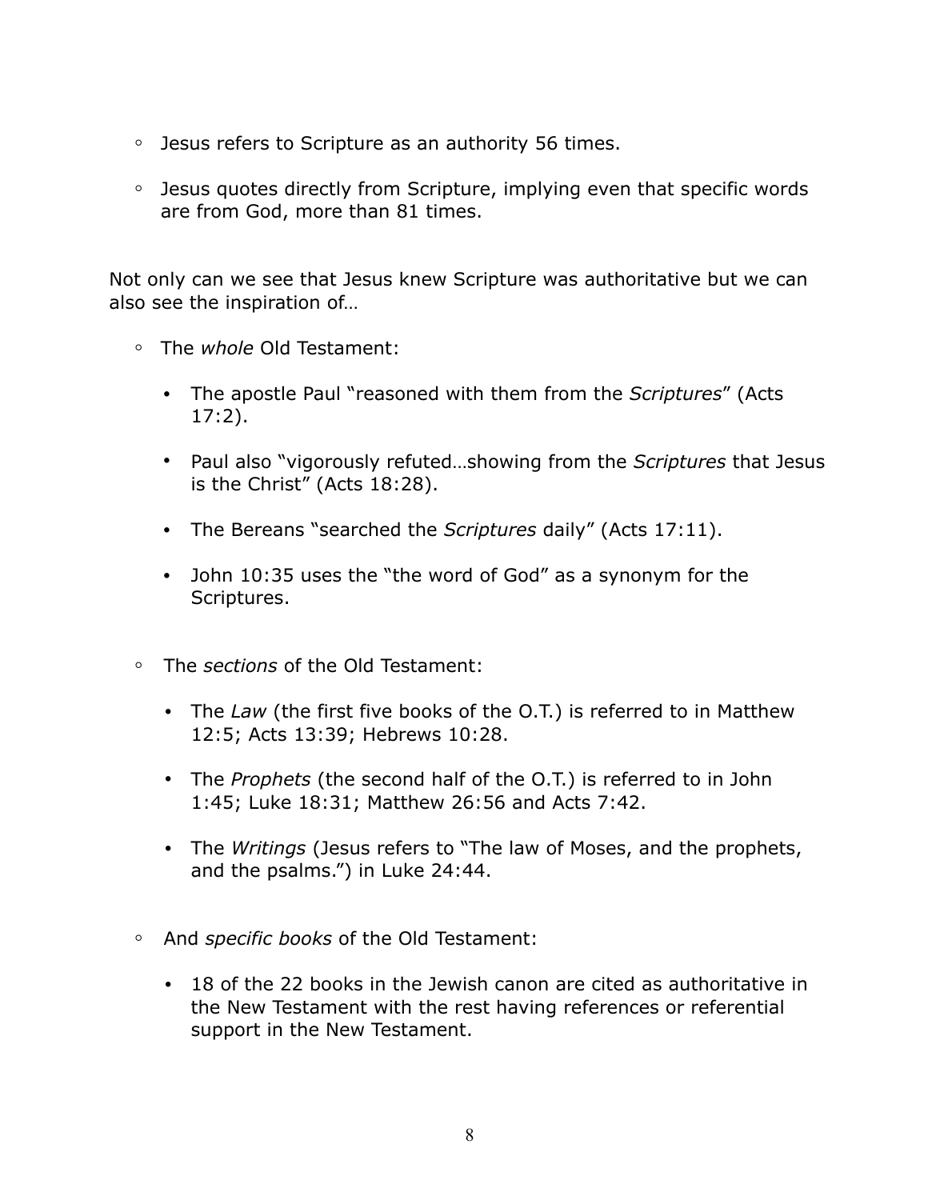- Jesus refers to Scripture as an authority 56 times.

- Jesus quotes directly from Scripture, implying even that specific words are from God, more than 81 times.

Not only can we see that Jesus knew Scripture was authoritative but we can also see the inspiration of…

- The *whole* Old Testament:

  - The apostle Paul "reasoned with them from the *Scriptures*" (Acts 17:2).

  - Paul also "vigorously refuted…showing from the *Scriptures* that Jesus is the Christ" (Acts 18:28).

  - The Bereans "searched the *Scriptures* daily" (Acts 17:11).

  - John 10:35 uses the "the word of God" as a synonym for the Scriptures.

- The *sections* of the Old Testament:

  - The *Law* (the first five books of the O.T.) is referred to in Matthew 12:5; Acts 13:39; Hebrews 10:28.

  - The *Prophets* (the second half of the O.T.) is referred to in John 1:45; Luke 18:31; Matthew 26:56 and Acts 7:42.

  - The *Writings* (Jesus refers to "The law of Moses, and the prophets, and the psalms.") in Luke 24:44.

- And *specific books* of the Old Testament:

  - 18 of the 22 books in the Jewish canon are cited as authoritative in the New Testament with the rest having references or referential support in the New Testament.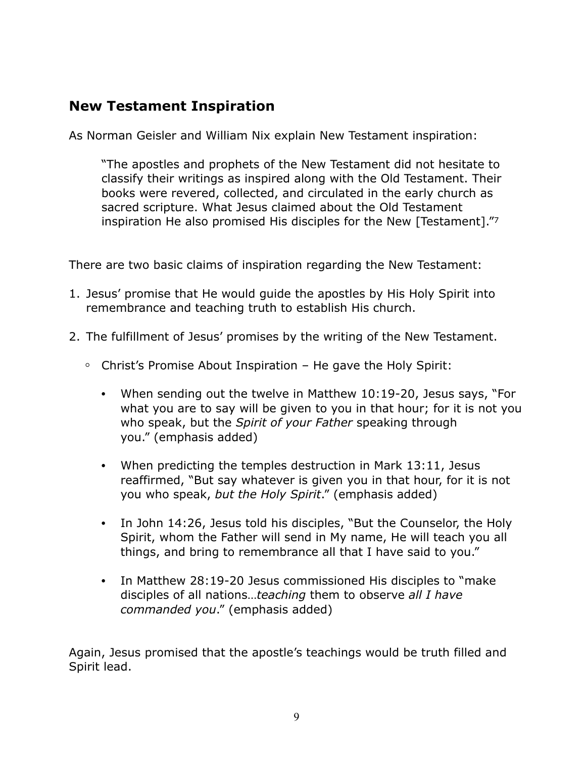## New Testament Inspiration

As Norman Geisler and William Nix explain New Testament inspiration:

> "The apostles and prophets of the New Testament did not hesitate to classify their writings as inspired along with the Old Testament. Their books were revered, collected, and circulated in the early church as sacred scripture. What Jesus claimed about the Old Testament inspiration He also promised His disciples for the New [Testament]."[7]

There are two basic claims of inspiration regarding the New Testament:

1. Jesus' promise that He would guide the apostles by His Holy Spirit into remembrance and teaching truth to establish His church.

2. The fulfillment of Jesus' promises by the writing of the New Testament.

    - Christ's Promise About Inspiration – He gave the Holy Spirit:

        - When sending out the twelve in Matthew 10:19-20, Jesus says, "For what you are to say will be given to you in that hour; for it is not you who speak, but the *Spirit of your Father* speaking through you." (emphasis added)

        - When predicting the temples destruction in Mark 13:11, Jesus reaffirmed, "But say whatever is given you in that hour, for it is not you who speak, *but the Holy Spirit*." (emphasis added)

        - In John 14:26, Jesus told his disciples, "But the Counselor, the Holy Spirit, whom the Father will send in My name, He will teach you all things, and bring to remembrance all that I have said to you."

        - In Matthew 28:19-20 Jesus commissioned His disciples to "make disciples of all nations…*teaching* them to observe *all I have commanded you*." (emphasis added)

Again, Jesus promised that the apostle's teachings would be truth filled and Spirit lead.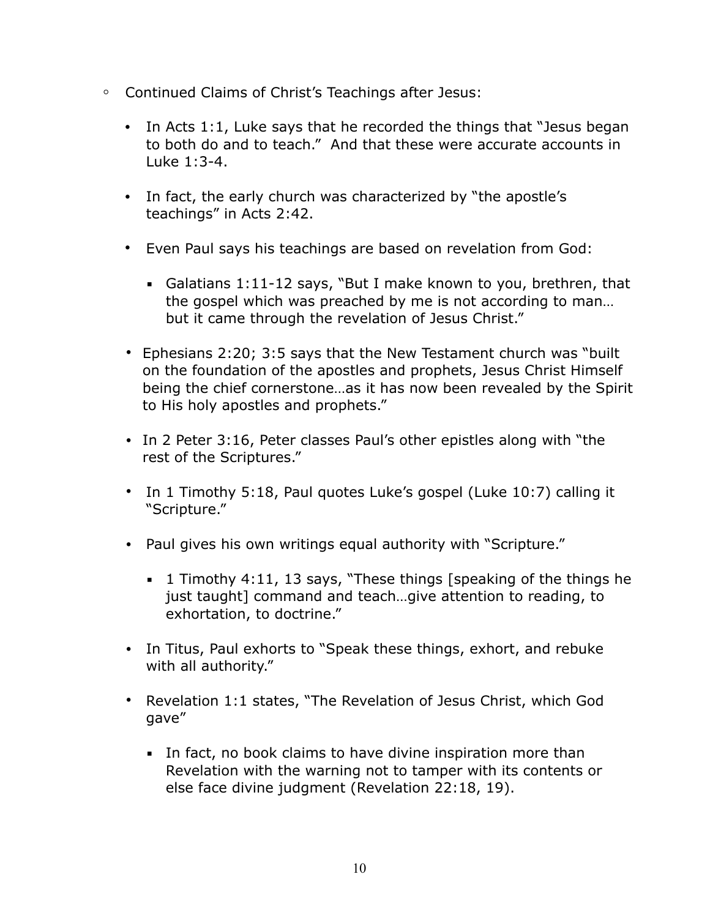- Continued Claims of Christ's Teachings after Jesus:
  - In Acts 1:1, Luke says that he recorded the things that "Jesus began to both do and to teach." And that these were accurate accounts in Luke 1:3-4.
  - In fact, the early church was characterized by "the apostle's teachings" in Acts 2:42.
  - Even Paul says his teachings are based on revelation from God:
    - Galatians 1:11-12 says, "But I make known to you, brethren, that the gospel which was preached by me is not according to man… but it came through the revelation of Jesus Christ."
  - Ephesians 2:20; 3:5 says that the New Testament church was "built on the foundation of the apostles and prophets, Jesus Christ Himself being the chief cornerstone…as it has now been revealed by the Spirit to His holy apostles and prophets."
  - In 2 Peter 3:16, Peter classes Paul's other epistles along with "the rest of the Scriptures."
  - In 1 Timothy 5:18, Paul quotes Luke's gospel (Luke 10:7) calling it "Scripture."
  - Paul gives his own writings equal authority with "Scripture."
    - 1 Timothy 4:11, 13 says, "These things [speaking of the things he just taught] command and teach…give attention to reading, to exhortation, to doctrine."
  - In Titus, Paul exhorts to "Speak these things, exhort, and rebuke with all authority."
  - Revelation 1:1 states, "The Revelation of Jesus Christ, which God gave"
    - In fact, no book claims to have divine inspiration more than Revelation with the warning not to tamper with its contents or else face divine judgment (Revelation 22:18, 19).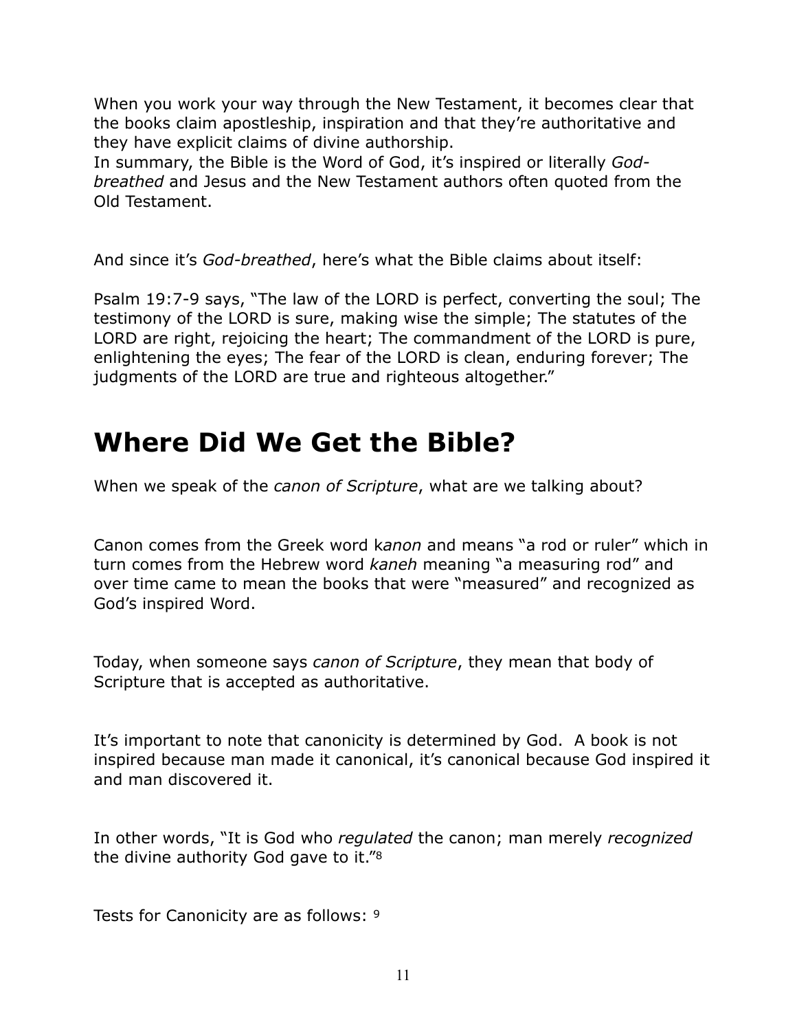When you work your way through the New Testament, it becomes clear that the books claim apostleship, inspiration and that they're authoritative and they have explicit claims of divine authorship.
In summary, the Bible is the Word of God, it's inspired or literally *God-breathed* and Jesus and the New Testament authors often quoted from the Old Testament.

And since it's *God-breathed*, here's what the Bible claims about itself:

Psalm 19:7-9 says, "The law of the LORD is perfect, converting the soul; The testimony of the LORD is sure, making wise the simple; The statutes of the LORD are right, rejoicing the heart; The commandment of the LORD is pure, enlightening the eyes; The fear of the LORD is clean, enduring forever; The judgments of the LORD are true and righteous altogether."

# Where Did We Get the Bible?

When we speak of the *canon of Scripture*, what are we talking about?

Canon comes from the Greek word k*anon* and means "a rod or ruler" which in turn comes from the Hebrew word *kaneh* meaning "a measuring rod" and over time came to mean the books that were "measured" and recognized as God's inspired Word.

Today, when someone says *canon of Scripture*, they mean that body of Scripture that is accepted as authoritative.

It's important to note that canonicity is determined by God. A book is not inspired because man made it canonical, it's canonical because God inspired it and man discovered it.

In other words, "It is God who *regulated* the canon; man merely *recognized* the divine authority God gave to it."[8]

Tests for Canonicity are as follows: [9]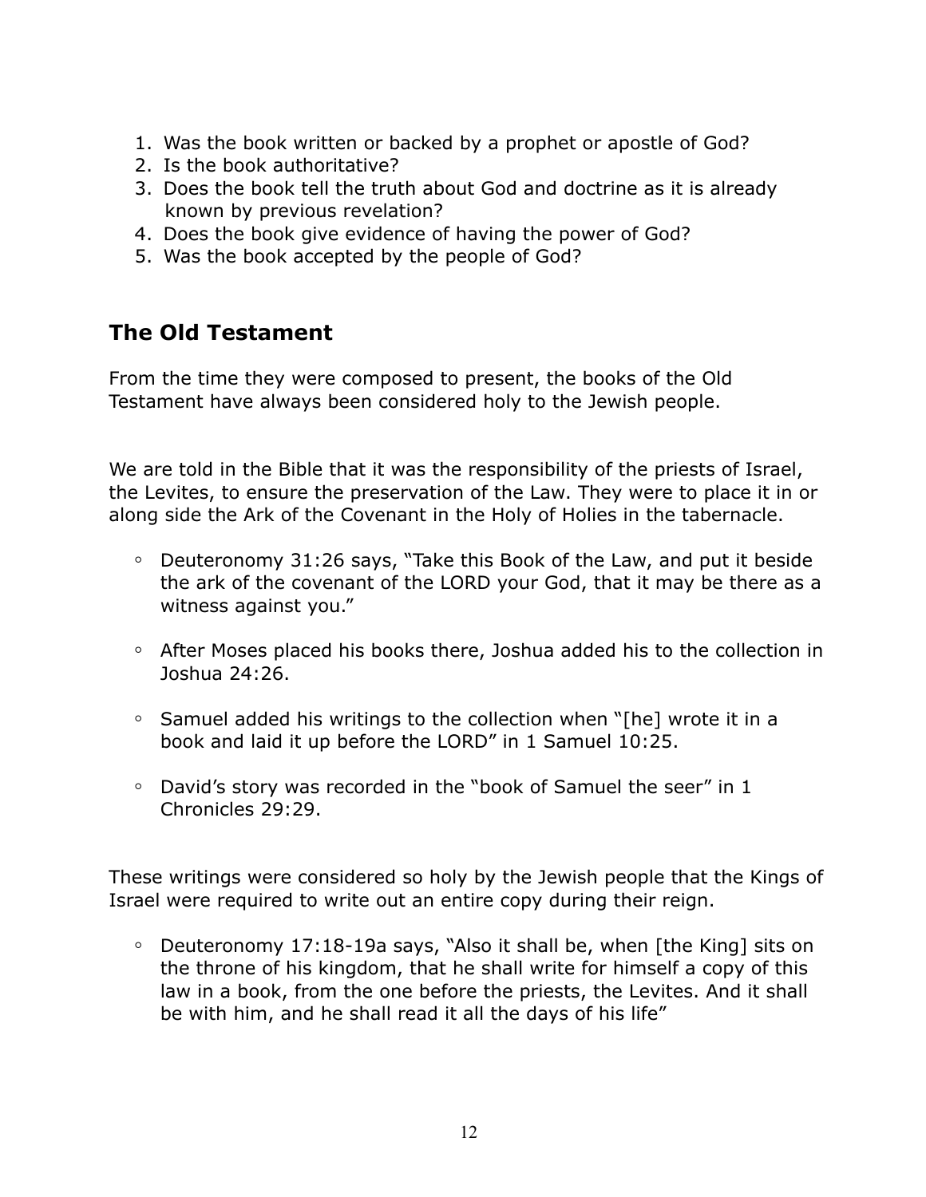1. Was the book written or backed by a prophet or apostle of God?
2. Is the book authoritative?
3. Does the book tell the truth about God and doctrine as it is already known by previous revelation?
4. Does the book give evidence of having the power of God?
5. Was the book accepted by the people of God?

## The Old Testament

From the time they were composed to present, the books of the Old Testament have always been considered holy to the Jewish people.

We are told in the Bible that it was the responsibility of the priests of Israel, the Levites, to ensure the preservation of the Law. They were to place it in or along side the Ark of the Covenant in the Holy of Holies in the tabernacle.

- Deuteronomy 31:26 says, "Take this Book of the Law, and put it beside the ark of the covenant of the LORD your God, that it may be there as a witness against you."

- After Moses placed his books there, Joshua added his to the collection in Joshua 24:26.

- Samuel added his writings to the collection when "[he] wrote it in a book and laid it up before the LORD" in 1 Samuel 10:25.

- David's story was recorded in the "book of Samuel the seer" in 1 Chronicles 29:29.

These writings were considered so holy by the Jewish people that the Kings of Israel were required to write out an entire copy during their reign.

- Deuteronomy 17:18-19a says, "Also it shall be, when [the King] sits on the throne of his kingdom, that he shall write for himself a copy of this law in a book, from the one before the priests, the Levites. And it shall be with him, and he shall read it all the days of his life"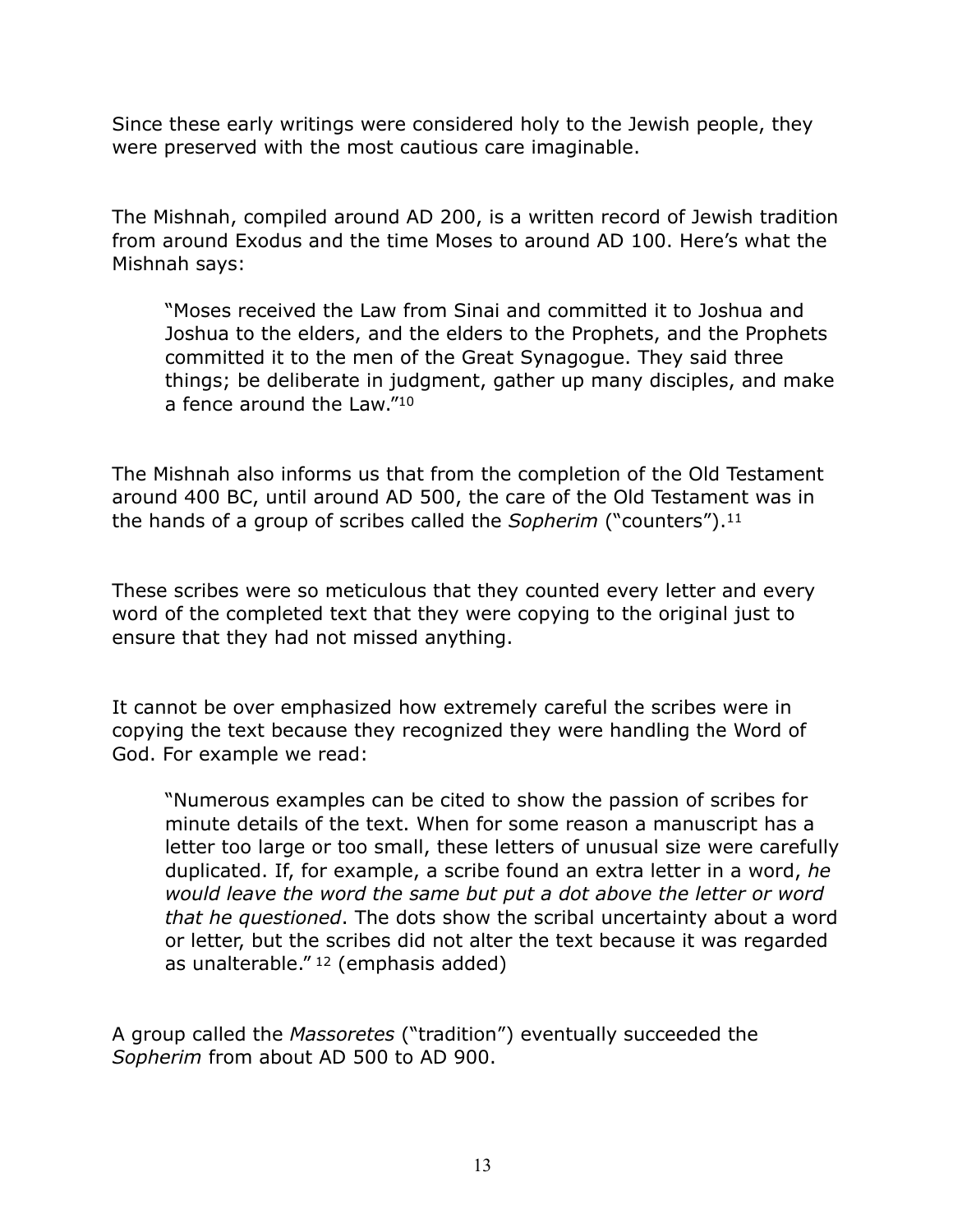Since these early writings were considered holy to the Jewish people, they were preserved with the most cautious care imaginable.

The Mishnah, compiled around AD 200, is a written record of Jewish tradition from around Exodus and the time Moses to around AD 100. Here's what the Mishnah says:

> "Moses received the Law from Sinai and committed it to Joshua and Joshua to the elders, and the elders to the Prophets, and the Prophets committed it to the men of the Great Synagogue. They said three things; be deliberate in judgment, gather up many disciples, and make a fence around the Law."[10]

The Mishnah also informs us that from the completion of the Old Testament around 400 BC, until around AD 500, the care of the Old Testament was in the hands of a group of scribes called the *Sopherim* ("counters").[11]

These scribes were so meticulous that they counted every letter and every word of the completed text that they were copying to the original just to ensure that they had not missed anything.

It cannot be over emphasized how extremely careful the scribes were in copying the text because they recognized they were handling the Word of God. For example we read:

> "Numerous examples can be cited to show the passion of scribes for minute details of the text. When for some reason a manuscript has a letter too large or too small, these letters of unusual size were carefully duplicated. If, for example, a scribe found an extra letter in a word, *he would leave the word the same but put a dot above the letter or word that he questioned*. The dots show the scribal uncertainty about a word or letter, but the scribes did not alter the text because it was regarded as unalterable." [12] (emphasis added)

A group called the *Massoretes* ("tradition") eventually succeeded the *Sopherim* from about AD 500 to AD 900.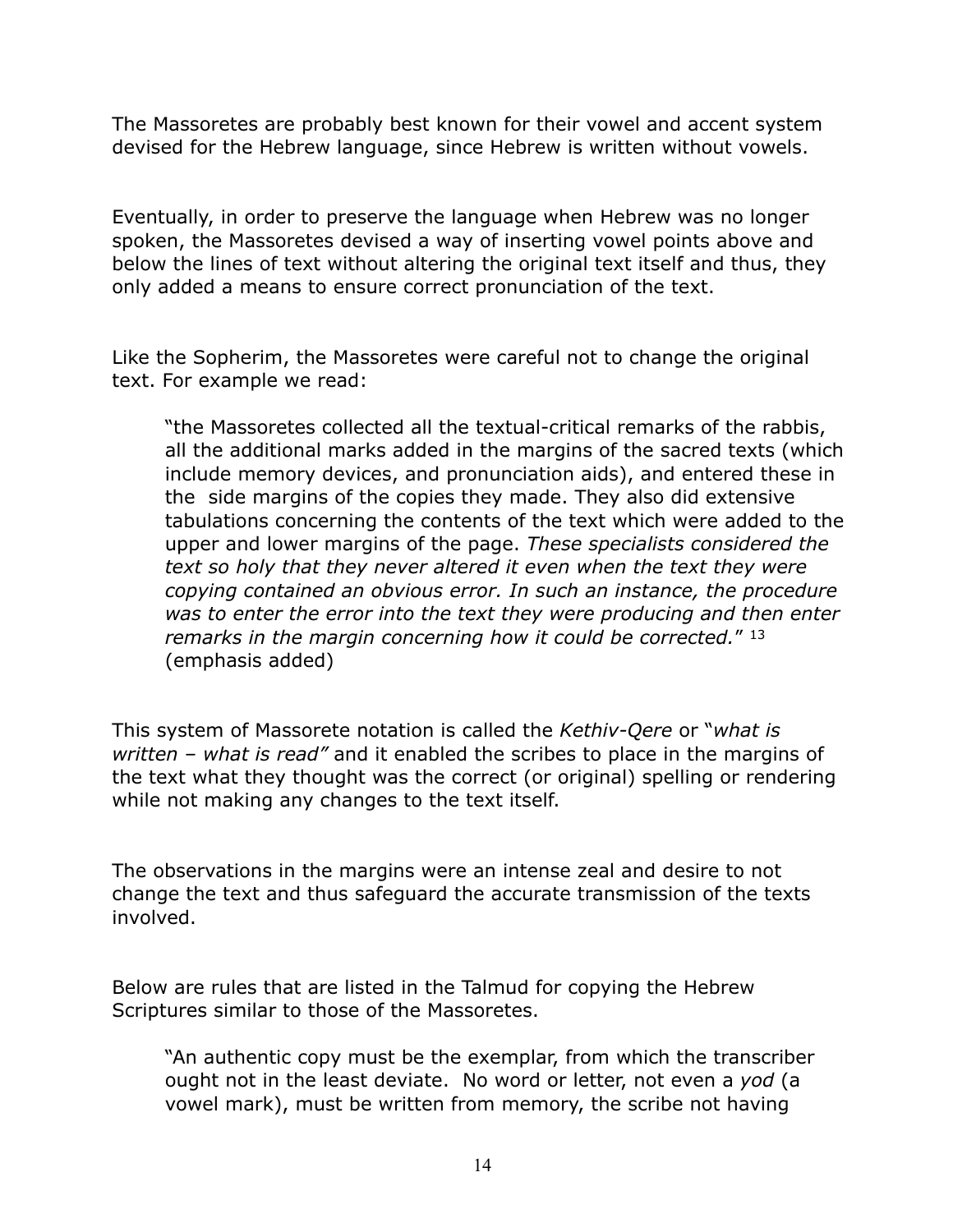The Massoretes are probably best known for their vowel and accent system devised for the Hebrew language, since Hebrew is written without vowels.

Eventually, in order to preserve the language when Hebrew was no longer spoken, the Massoretes devised a way of inserting vowel points above and below the lines of text without altering the original text itself and thus, they only added a means to ensure correct pronunciation of the text.

Like the Sopherim, the Massoretes were careful not to change the original text. For example we read:

> "the Massoretes collected all the textual-critical remarks of the rabbis, all the additional marks added in the margins of the sacred texts (which include memory devices, and pronunciation aids), and entered these in the side margins of the copies they made. They also did extensive tabulations concerning the contents of the text which were added to the upper and lower margins of the page. *These specialists considered the text so holy that they never altered it even when the text they were copying contained an obvious error. In such an instance, the procedure was to enter the error into the text they were producing and then enter remarks in the margin concerning how it could be corrected.*" [13] (emphasis added)

This system of Massorete notation is called the *Kethiv-Qere* or "*what is written – what is read"* and it enabled the scribes to place in the margins of the text what they thought was the correct (or original) spelling or rendering while not making any changes to the text itself.

The observations in the margins were an intense zeal and desire to not change the text and thus safeguard the accurate transmission of the texts involved.

Below are rules that are listed in the Talmud for copying the Hebrew Scriptures similar to those of the Massoretes.

> "An authentic copy must be the exemplar, from which the transcriber ought not in the least deviate. No word or letter, not even a *yod* (a vowel mark), must be written from memory, the scribe not having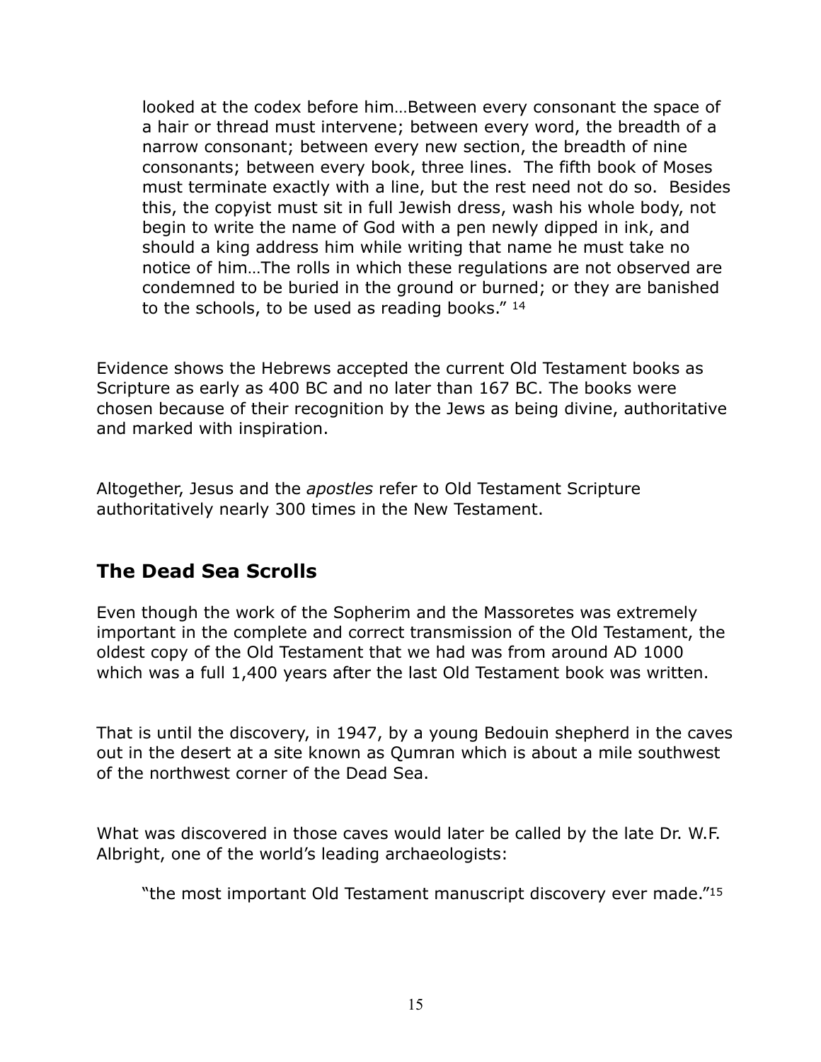> looked at the codex before him…Between every consonant the space of a hair or thread must intervene; between every word, the breadth of a narrow consonant; between every new section, the breadth of nine consonants; between every book, three lines. The fifth book of Moses must terminate exactly with a line, but the rest need not do so. Besides this, the copyist must sit in full Jewish dress, wash his whole body, not begin to write the name of God with a pen newly dipped in ink, and should a king address him while writing that name he must take no notice of him…The rolls in which these regulations are not observed are condemned to be buried in the ground or burned; or they are banished to the schools, to be used as reading books." [14]

Evidence shows the Hebrews accepted the current Old Testament books as Scripture as early as 400 BC and no later than 167 BC. The books were chosen because of their recognition by the Jews as being divine, authoritative and marked with inspiration.

Altogether, Jesus and the *apostles* refer to Old Testament Scripture authoritatively nearly 300 times in the New Testament.

## The Dead Sea Scrolls

Even though the work of the Sopherim and the Massoretes was extremely important in the complete and correct transmission of the Old Testament, the oldest copy of the Old Testament that we had was from around AD 1000 which was a full 1,400 years after the last Old Testament book was written.

That is until the discovery, in 1947, by a young Bedouin shepherd in the caves out in the desert at a site known as Qumran which is about a mile southwest of the northwest corner of the Dead Sea.

What was discovered in those caves would later be called by the late Dr. W.F. Albright, one of the world's leading archaeologists:

> "the most important Old Testament manuscript discovery ever made."[15]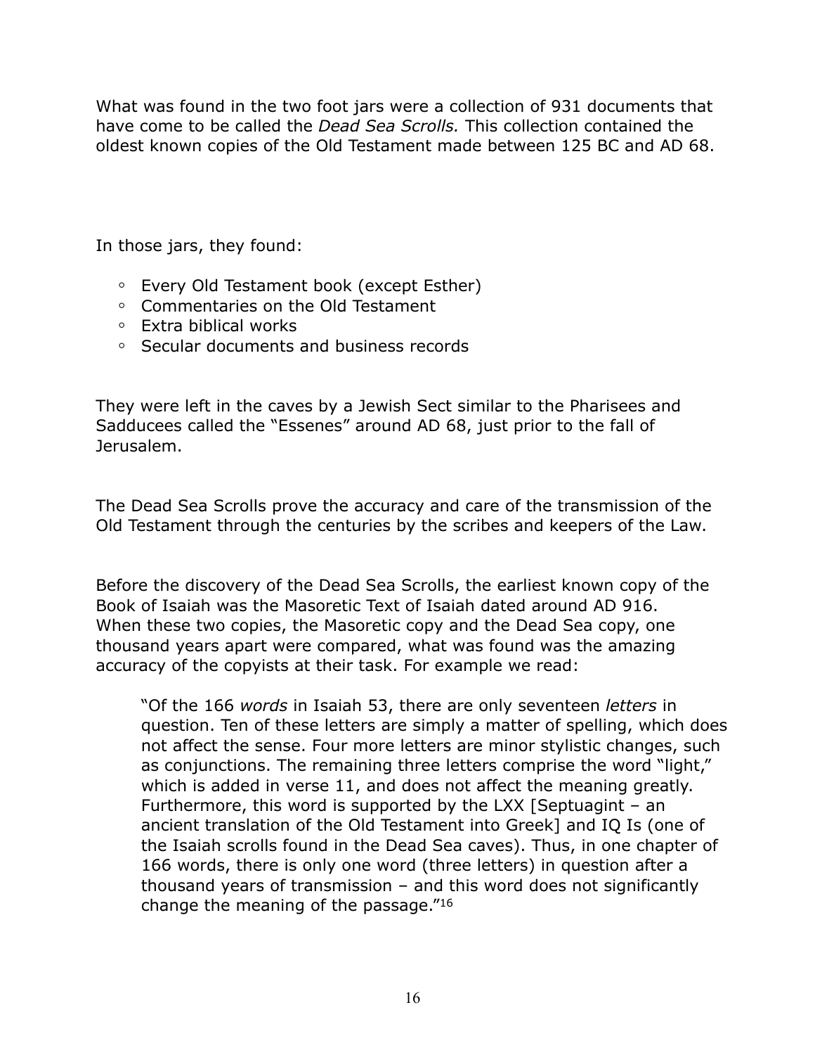What was found in the two foot jars were a collection of 931 documents that have come to be called the *Dead Sea Scrolls.* This collection contained the oldest known copies of the Old Testament made between 125 BC and AD 68.

In those jars, they found:

- Every Old Testament book (except Esther)
- Commentaries on the Old Testament
- Extra biblical works
- Secular documents and business records

They were left in the caves by a Jewish Sect similar to the Pharisees and Sadducees called the "Essenes" around AD 68, just prior to the fall of Jerusalem.

The Dead Sea Scrolls prove the accuracy and care of the transmission of the Old Testament through the centuries by the scribes and keepers of the Law.

Before the discovery of the Dead Sea Scrolls, the earliest known copy of the Book of Isaiah was the Masoretic Text of Isaiah dated around AD 916. When these two copies, the Masoretic copy and the Dead Sea copy, one thousand years apart were compared, what was found was the amazing accuracy of the copyists at their task. For example we read:

> "Of the 166 *words* in Isaiah 53, there are only seventeen *letters* in question. Ten of these letters are simply a matter of spelling, which does not affect the sense. Four more letters are minor stylistic changes, such as conjunctions. The remaining three letters comprise the word "light," which is added in verse 11, and does not affect the meaning greatly. Furthermore, this word is supported by the LXX [Septuagint – an ancient translation of the Old Testament into Greek] and IQ Is (one of the Isaiah scrolls found in the Dead Sea caves). Thus, in one chapter of 166 words, there is only one word (three letters) in question after a thousand years of transmission – and this word does not significantly change the meaning of the passage."[16]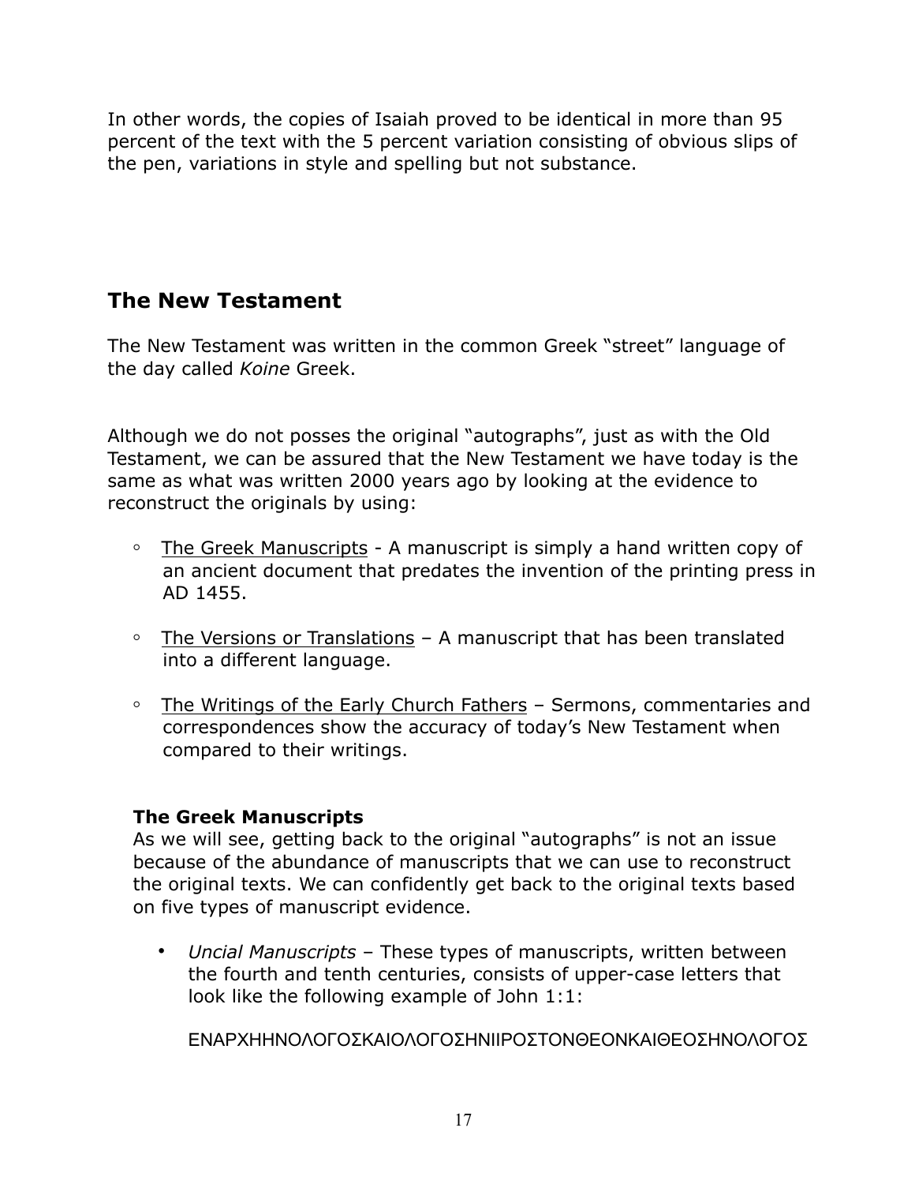In other words, the copies of Isaiah proved to be identical in more than 95 percent of the text with the 5 percent variation consisting of obvious slips of the pen, variations in style and spelling but not substance.

## The New Testament

The New Testament was written in the common Greek “street” language of the day called *Koine* Greek.

Although we do not posses the original “autographs”, just as with the Old Testament, we can be assured that the New Testament we have today is the same as what was written 2000 years ago by looking at the evidence to reconstruct the originals by using:

- The Greek Manuscripts - A manuscript is simply a hand written copy of an ancient document that predates the invention of the printing press in AD 1455.
- The Versions or Translations – A manuscript that has been translated into a different language.
- The Writings of the Early Church Fathers – Sermons, commentaries and correspondences show the accuracy of today’s New Testament when compared to their writings.

### The Greek Manuscripts

As we will see, getting back to the original “autographs” is not an issue because of the abundance of manuscripts that we can use to reconstruct the original texts. We can confidently get back to the original texts based on five types of manuscript evidence.

- *Uncial Manuscripts* – These types of manuscripts, written between the fourth and tenth centuries, consists of upper-case letters that look like the following example of John 1:1:

  ΕΝΑΡΧΗΗΝΟΛΟΓΟΣΚΑΙΟΛΟΓΟΣΗΝΙΙΡΟΣΤΟΝΘΕΟΝΚΑΙΘΕΟΣΗΝΟΛΟΓΟΣ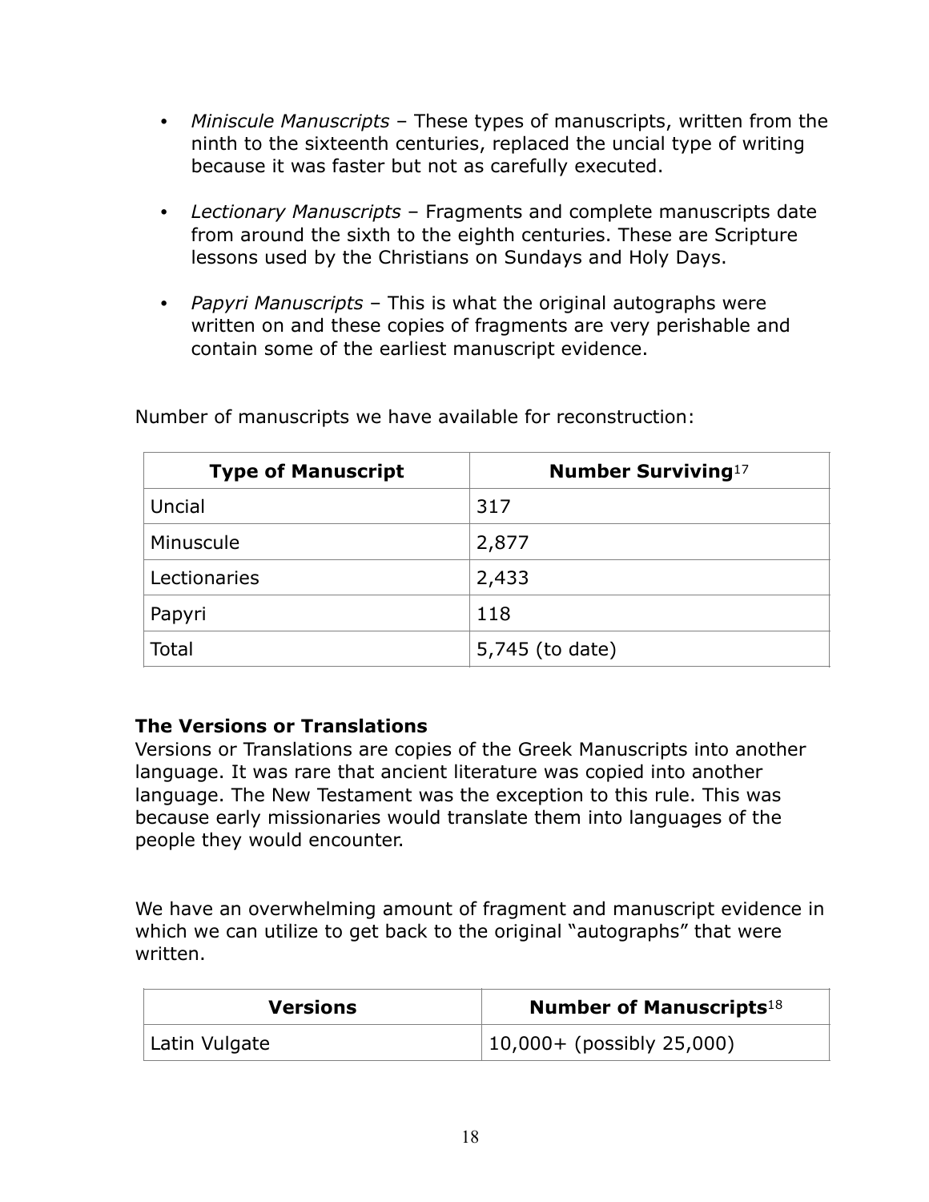- *Miniscule Manuscripts* – These types of manuscripts, written from the ninth to the sixteenth centuries, replaced the uncial type of writing because it was faster but not as carefully executed.

- *Lectionary Manuscripts* – Fragments and complete manuscripts date from around the sixth to the eighth centuries. These are Scripture lessons used by the Christians on Sundays and Holy Days.

- *Papyri Manuscripts* – This is what the original autographs were written on and these copies of fragments are very perishable and contain some of the earliest manuscript evidence.

Number of manuscripts we have available for reconstruction:

| **Type of Manuscript** | **Number Surviving**[17] |
|---|---|
| Uncial | 317 |
| Minuscule | 2,877 |
| Lectionaries | 2,433 |
| Papyri | 118 |
| Total | 5,745 (to date) |

**The Versions or Translations**

Versions or Translations are copies of the Greek Manuscripts into another language. It was rare that ancient literature was copied into another language. The New Testament was the exception to this rule. This was because early missionaries would translate them into languages of the people they would encounter.

We have an overwhelming amount of fragment and manuscript evidence in which we can utilize to get back to the original "autographs" that were written.

| **Versions** | **Number of Manuscripts**[18] |
|---|---|
| Latin Vulgate | 10,000+ (possibly 25,000) |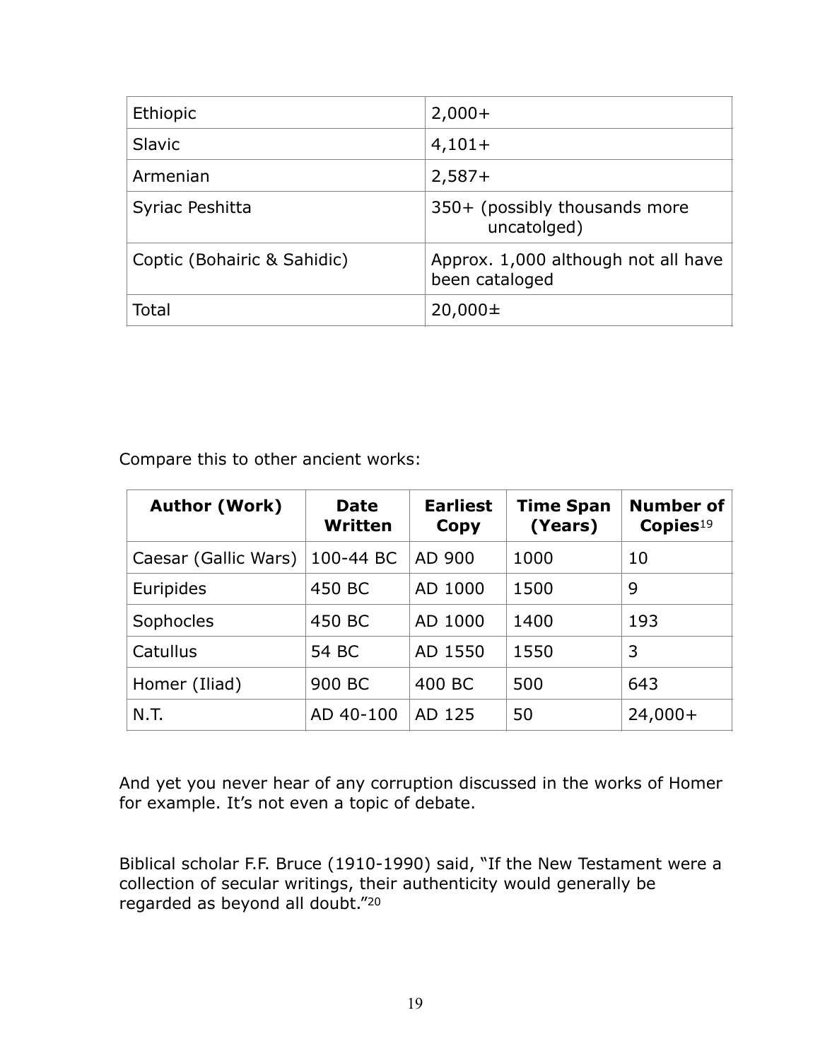| Ethiopic | 2,000+ |
|---|---|
| Slavic | 4,101+ |
| Armenian | 2,587+ |
| Syriac Peshitta | 350+ (possibly thousands more uncatolged) |
| Coptic (Bohairic & Sahidic) | Approx. 1,000 although not all have been cataloged |
| Total | 20,000± |

Compare this to other ancient works:

| Author (Work) | Date Written | Earliest Copy | Time Span (Years) | Number of Copies[19] |
|---|---|---|---|---|
| Caesar (Gallic Wars) | 100-44 BC | AD 900 | 1000 | 10 |
| Euripides | 450 BC | AD 1000 | 1500 | 9 |
| Sophocles | 450 BC | AD 1000 | 1400 | 193 |
| Catullus | 54 BC | AD 1550 | 1550 | 3 |
| Homer (Iliad) | 900 BC | 400 BC | 500 | 643 |
| N.T. | AD 40-100 | AD 125 | 50 | 24,000+ |

And yet you never hear of any corruption discussed in the works of Homer for example. It's not even a topic of debate.

Biblical scholar F.F. Bruce (1910-1990) said, "If the New Testament were a collection of secular writings, their authenticity would generally be regarded as beyond all doubt."[20]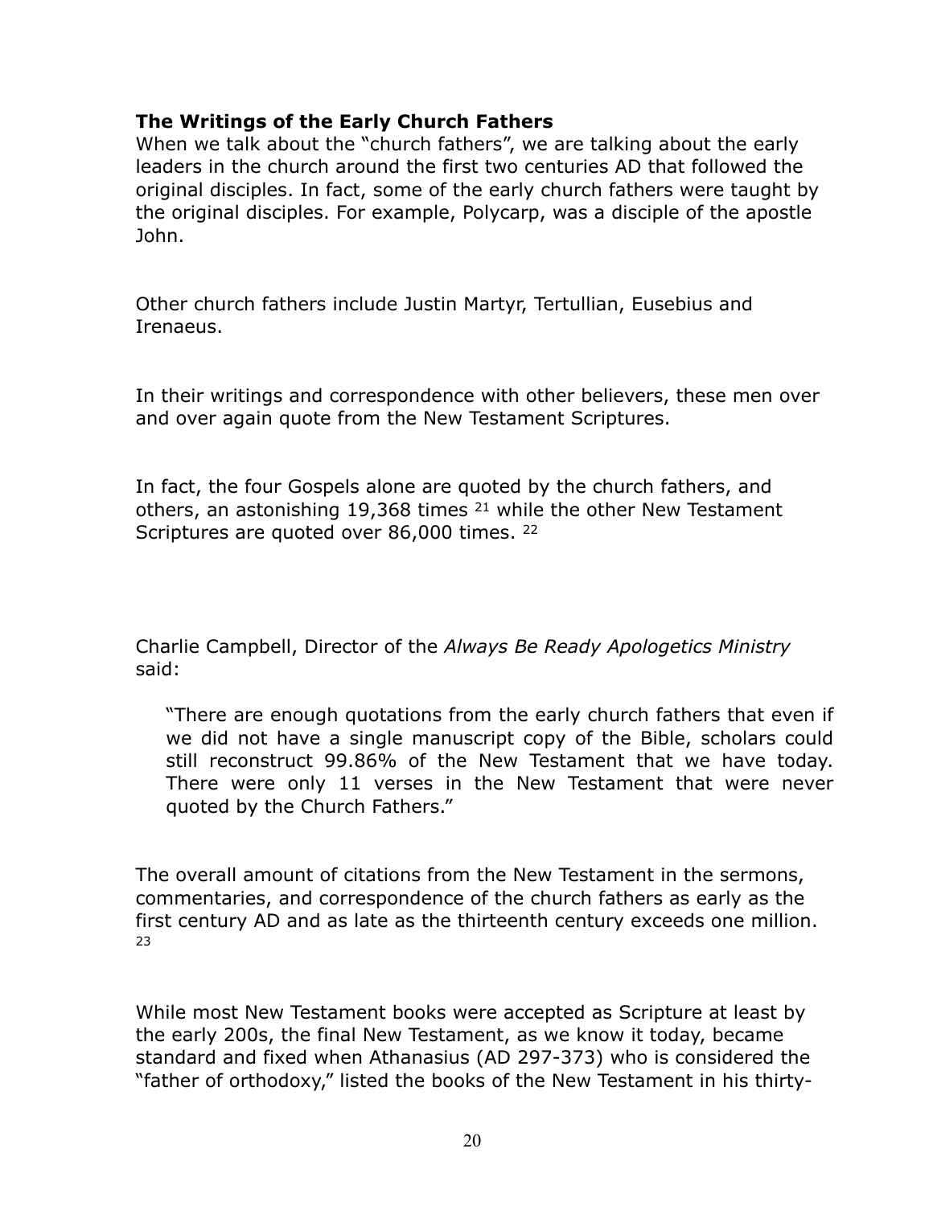**The Writings of the Early Church Fathers**

When we talk about the "church fathers", we are talking about the early leaders in the church around the first two centuries AD that followed the original disciples. In fact, some of the early church fathers were taught by the original disciples. For example, Polycarp, was a disciple of the apostle John.

Other church fathers include Justin Martyr, Tertullian, Eusebius and Irenaeus.

In their writings and correspondence with other believers, these men over and over again quote from the New Testament Scriptures.

In fact, the four Gospels alone are quoted by the church fathers, and others, an astonishing 19,368 times [21] while the other New Testament Scriptures are quoted over 86,000 times. [22]

Charlie Campbell, Director of the *Always Be Ready Apologetics Ministry* said:

> "There are enough quotations from the early church fathers that even if we did not have a single manuscript copy of the Bible, scholars could still reconstruct 99.86% of the New Testament that we have today. There were only 11 verses in the New Testament that were never quoted by the Church Fathers."

The overall amount of citations from the New Testament in the sermons, commentaries, and correspondence of the church fathers as early as the first century AD and as late as the thirteenth century exceeds one million. [23]

While most New Testament books were accepted as Scripture at least by the early 200s, the final New Testament, as we know it today, became standard and fixed when Athanasius (AD 297-373) who is considered the "father of orthodoxy," listed the books of the New Testament in his thirty-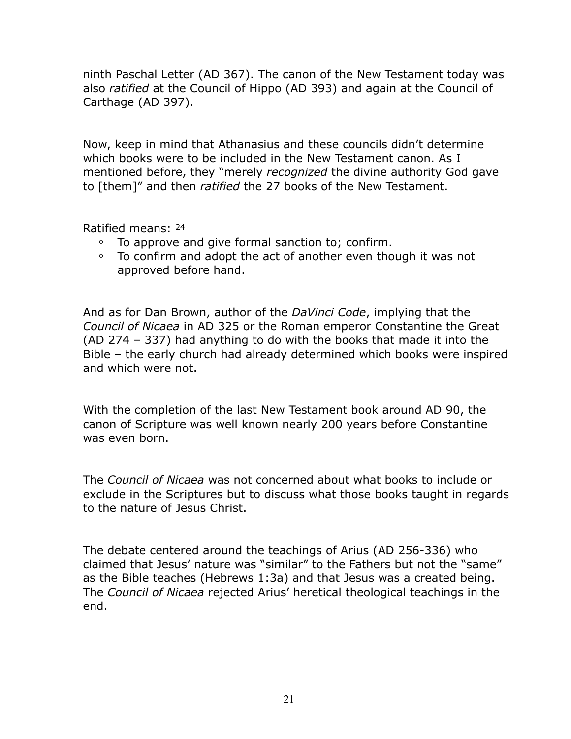ninth Paschal Letter (AD 367). The canon of the New Testament today was also *ratified* at the Council of Hippo (AD 393) and again at the Council of Carthage (AD 397).

Now, keep in mind that Athanasius and these councils didn't determine which books were to be included in the New Testament canon. As I mentioned before, they "merely *recognized* the divine authority God gave to [them]" and then *ratified* the 27 books of the New Testament.

Ratified means: [24]

- To approve and give formal sanction to; confirm.
- To confirm and adopt the act of another even though it was not approved before hand.

And as for Dan Brown, author of the *DaVinci Code*, implying that the *Council of Nicaea* in AD 325 or the Roman emperor Constantine the Great (AD 274 – 337) had anything to do with the books that made it into the Bible – the early church had already determined which books were inspired and which were not.

With the completion of the last New Testament book around AD 90, the canon of Scripture was well known nearly 200 years before Constantine was even born.

The *Council of Nicaea* was not concerned about what books to include or exclude in the Scriptures but to discuss what those books taught in regards to the nature of Jesus Christ.

The debate centered around the teachings of Arius (AD 256-336) who claimed that Jesus' nature was "similar" to the Fathers but not the "same" as the Bible teaches (Hebrews 1:3a) and that Jesus was a created being. The *Council of Nicaea* rejected Arius' heretical theological teachings in the end.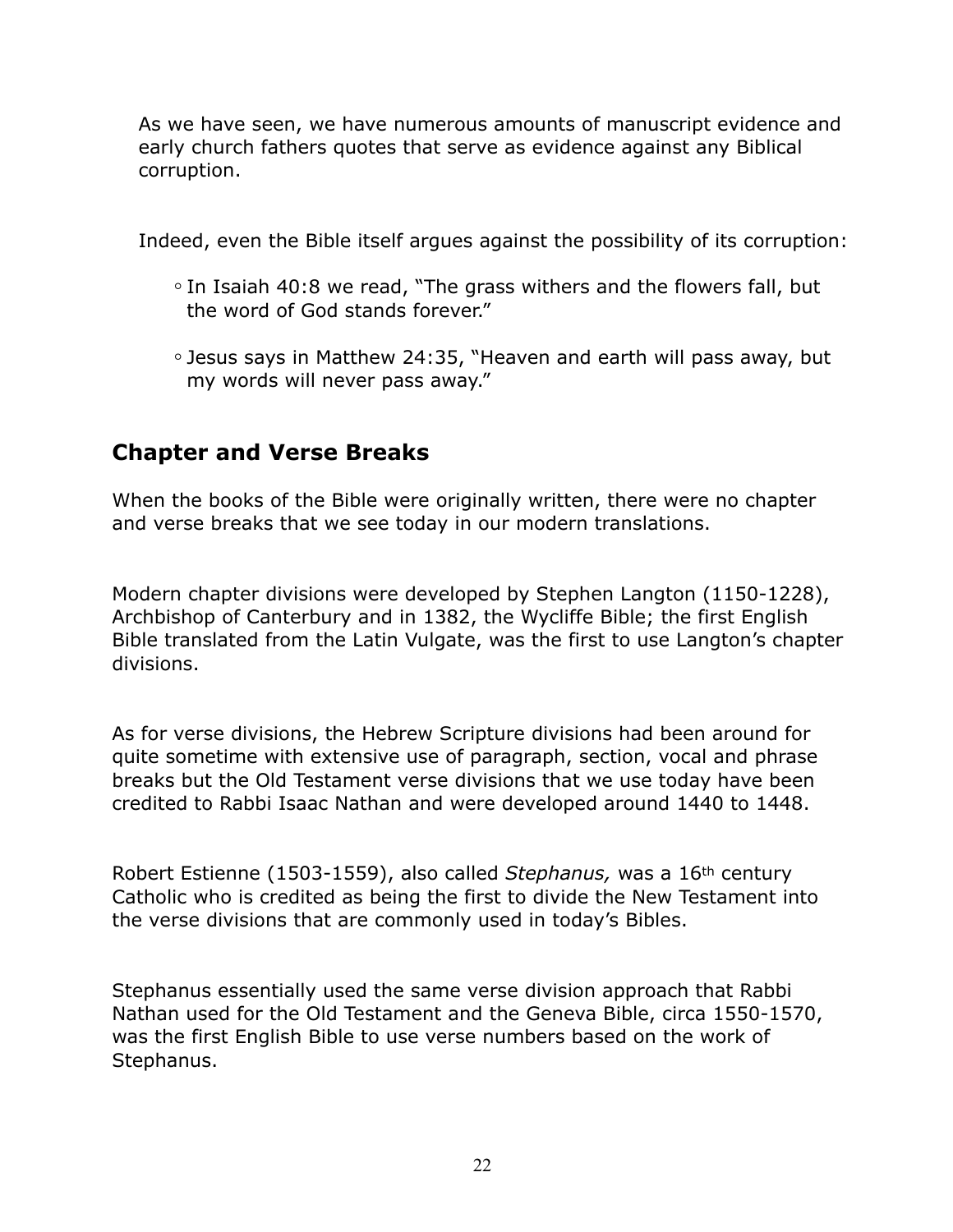As we have seen, we have numerous amounts of manuscript evidence and early church fathers quotes that serve as evidence against any Biblical corruption.

Indeed, even the Bible itself argues against the possibility of its corruption:

- In Isaiah 40:8 we read, "The grass withers and the flowers fall, but the word of God stands forever."
- Jesus says in Matthew 24:35, "Heaven and earth will pass away, but my words will never pass away."

## Chapter and Verse Breaks

When the books of the Bible were originally written, there were no chapter and verse breaks that we see today in our modern translations.

Modern chapter divisions were developed by Stephen Langton (1150-1228), Archbishop of Canterbury and in 1382, the Wycliffe Bible; the first English Bible translated from the Latin Vulgate, was the first to use Langton's chapter divisions.

As for verse divisions, the Hebrew Scripture divisions had been around for quite sometime with extensive use of paragraph, section, vocal and phrase breaks but the Old Testament verse divisions that we use today have been credited to Rabbi Isaac Nathan and were developed around 1440 to 1448.

Robert Estienne (1503-1559), also called *Stephanus,* was a 16th century Catholic who is credited as being the first to divide the New Testament into the verse divisions that are commonly used in today's Bibles.

Stephanus essentially used the same verse division approach that Rabbi Nathan used for the Old Testament and the Geneva Bible, circa 1550-1570, was the first English Bible to use verse numbers based on the work of Stephanus.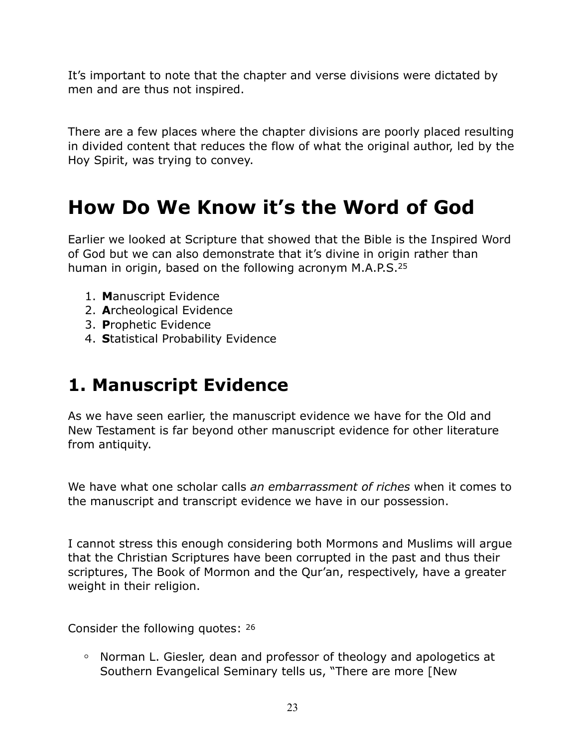It's important to note that the chapter and verse divisions were dictated by men and are thus not inspired.

There are a few places where the chapter divisions are poorly placed resulting in divided content that reduces the flow of what the original author, led by the Hoy Spirit, was trying to convey.

# How Do We Know it's the Word of God

Earlier we looked at Scripture that showed that the Bible is the Inspired Word of God but we can also demonstrate that it's divine in origin rather than human in origin, based on the following acronym M.A.P.S.[25]

1. **M**anuscript Evidence
2. **A**rcheological Evidence
3. **P**rophetic Evidence
4. **S**tatistical Probability Evidence

## 1. Manuscript Evidence

As we have seen earlier, the manuscript evidence we have for the Old and New Testament is far beyond other manuscript evidence for other literature from antiquity.

We have what one scholar calls *an embarrassment of riches* when it comes to the manuscript and transcript evidence we have in our possession.

I cannot stress this enough considering both Mormons and Muslims will argue that the Christian Scriptures have been corrupted in the past and thus their scriptures, The Book of Mormon and the Qur'an, respectively, have a greater weight in their religion.

Consider the following quotes: [26]

- Norman L. Giesler, dean and professor of theology and apologetics at Southern Evangelical Seminary tells us, "There are more [New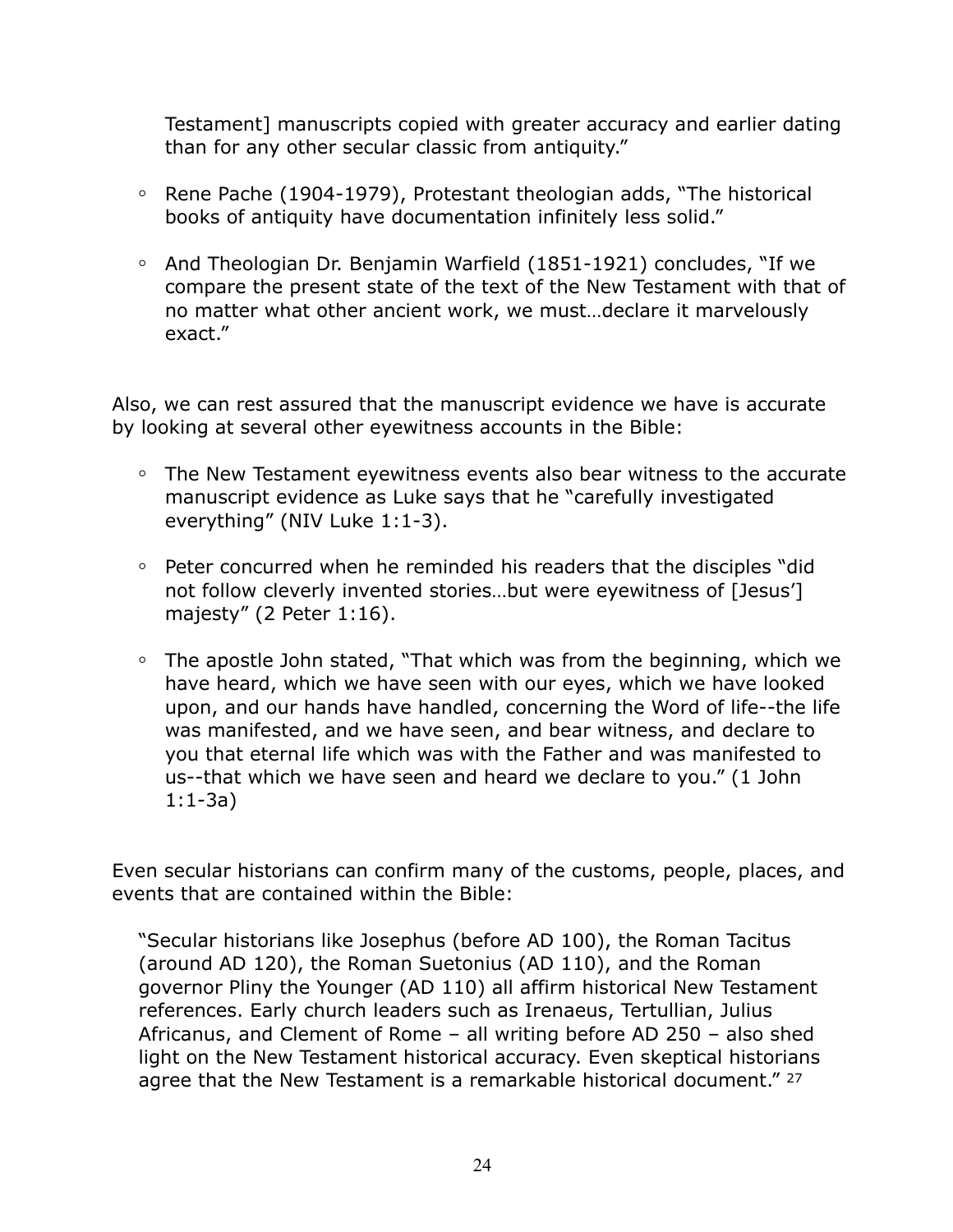Testament] manuscripts copied with greater accuracy and earlier dating than for any other secular classic from antiquity."

- Rene Pache (1904-1979), Protestant theologian adds, "The historical books of antiquity have documentation infinitely less solid."

- And Theologian Dr. Benjamin Warfield (1851-1921) concludes, "If we compare the present state of the text of the New Testament with that of no matter what other ancient work, we must…declare it marvelously exact."

Also, we can rest assured that the manuscript evidence we have is accurate by looking at several other eyewitness accounts in the Bible:

- The New Testament eyewitness events also bear witness to the accurate manuscript evidence as Luke says that he "carefully investigated everything" (NIV Luke 1:1-3).

- Peter concurred when he reminded his readers that the disciples "did not follow cleverly invented stories…but were eyewitness of [Jesus'] majesty" (2 Peter 1:16).

- The apostle John stated, "That which was from the beginning, which we have heard, which we have seen with our eyes, which we have looked upon, and our hands have handled, concerning the Word of life--the life was manifested, and we have seen, and bear witness, and declare to you that eternal life which was with the Father and was manifested to us--that which we have seen and heard we declare to you." (1 John 1:1-3a)

Even secular historians can confirm many of the customs, people, places, and events that are contained within the Bible:

> "Secular historians like Josephus (before AD 100), the Roman Tacitus (around AD 120), the Roman Suetonius (AD 110), and the Roman governor Pliny the Younger (AD 110) all affirm historical New Testament references. Early church leaders such as Irenaeus, Tertullian, Julius Africanus, and Clement of Rome – all writing before AD 250 – also shed light on the New Testament historical accuracy. Even skeptical historians agree that the New Testament is a remarkable historical document." [27]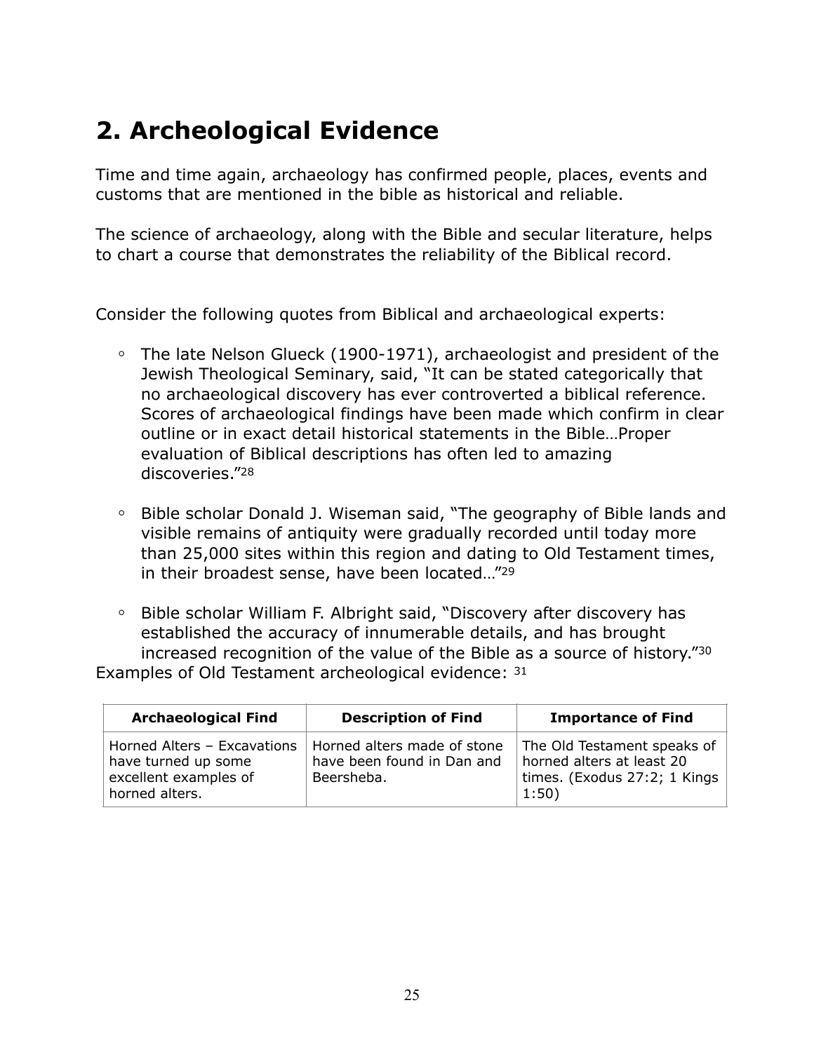## 2. Archeological Evidence

Time and time again, archaeology has confirmed people, places, events and customs that are mentioned in the bible as historical and reliable.

The science of archaeology, along with the Bible and secular literature, helps to chart a course that demonstrates the reliability of the Biblical record.

Consider the following quotes from Biblical and archaeological experts:

- The late Nelson Glueck (1900-1971), archaeologist and president of the Jewish Theological Seminary, said, "It can be stated categorically that no archaeological discovery has ever controverted a biblical reference. Scores of archaeological findings have been made which confirm in clear outline or in exact detail historical statements in the Bible…Proper evaluation of Biblical descriptions has often led to amazing discoveries."[28]
- Bible scholar Donald J. Wiseman said, "The geography of Bible lands and visible remains of antiquity were gradually recorded until today more than 25,000 sites within this region and dating to Old Testament times, in their broadest sense, have been located…"[29]
- Bible scholar William F. Albright said, "Discovery after discovery has established the accuracy of innumerable details, and has brought increased recognition of the value of the Bible as a source of history."[30]

Examples of Old Testament archeological evidence: [31]

| Archaeological Find | Description of Find | Importance of Find |
|---|---|---|
| Horned Alters – Excavations have turned up some excellent examples of horned alters. | Horned alters made of stone have been found in Dan and Beersheba. | The Old Testament speaks of horned alters at least 20 times. (Exodus 27:2; 1 Kings 1:50) |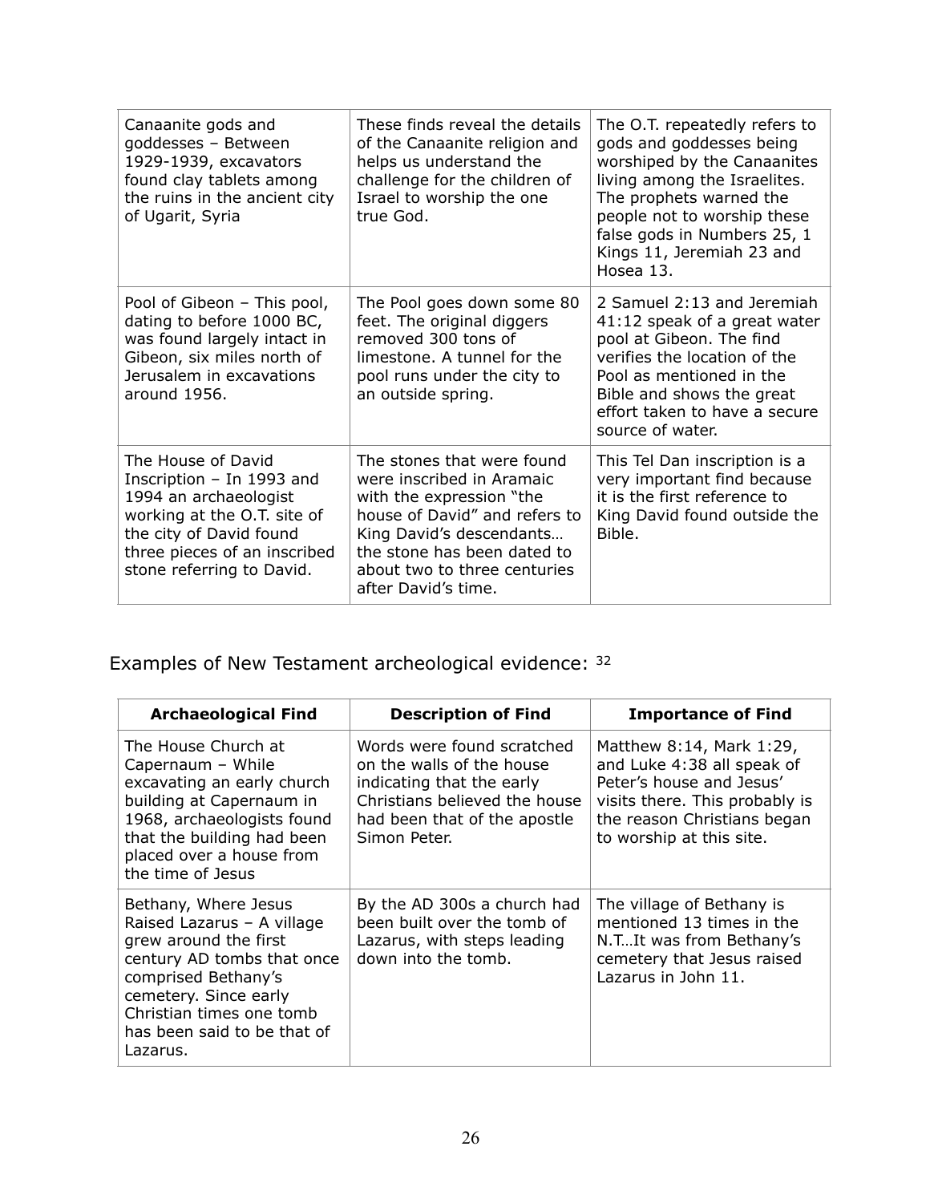| | | |
|---|---|---|
| Canaanite gods and goddesses – Between 1929-1939, excavators found clay tablets among the ruins in the ancient city of Ugarit, Syria | These finds reveal the details of the Canaanite religion and helps us understand the challenge for the children of Israel to worship the one true God. | The O.T. repeatedly refers to gods and goddesses being worshiped by the Canaanites living among the Israelites. The prophets warned the people not to worship these false gods in Numbers 25, 1 Kings 11, Jeremiah 23 and Hosea 13. |
| Pool of Gibeon – This pool, dating to before 1000 BC, was found largely intact in Gibeon, six miles north of Jerusalem in excavations around 1956. | The Pool goes down some 80 feet. The original diggers removed 300 tons of limestone. A tunnel for the pool runs under the city to an outside spring. | 2 Samuel 2:13 and Jeremiah 41:12 speak of a great water pool at Gibeon. The find verifies the location of the Pool as mentioned in the Bible and shows the great effort taken to have a secure source of water. |
| The House of David Inscription – In 1993 and 1994 an archaeologist working at the O.T. site of the city of David found three pieces of an inscribed stone referring to David. | The stones that were found were inscribed in Aramaic with the expression "the house of David" and refers to King David's descendants… the stone has been dated to about two to three centuries after David's time. | This Tel Dan inscription is a very important find because it is the first reference to King David found outside the Bible. |

Examples of New Testament archeological evidence: [32]

| Archaeological Find | Description of Find | Importance of Find |
|---|---|---|
| The House Church at Capernaum – While excavating an early church building at Capernaum in 1968, archaeologists found that the building had been placed over a house from the time of Jesus | Words were found scratched on the walls of the house indicating that the early Christians believed the house had been that of the apostle Simon Peter. | Matthew 8:14, Mark 1:29, and Luke 4:38 all speak of Peter's house and Jesus' visits there. This probably is the reason Christians began to worship at this site. |
| Bethany, Where Jesus Raised Lazarus – A village grew around the first century AD tombs that once comprised Bethany's cemetery. Since early Christian times one tomb has been said to be that of Lazarus. | By the AD 300s a church had been built over the tomb of Lazarus, with steps leading down into the tomb. | The village of Bethany is mentioned 13 times in the N.T…It was from Bethany's cemetery that Jesus raised Lazarus in John 11. |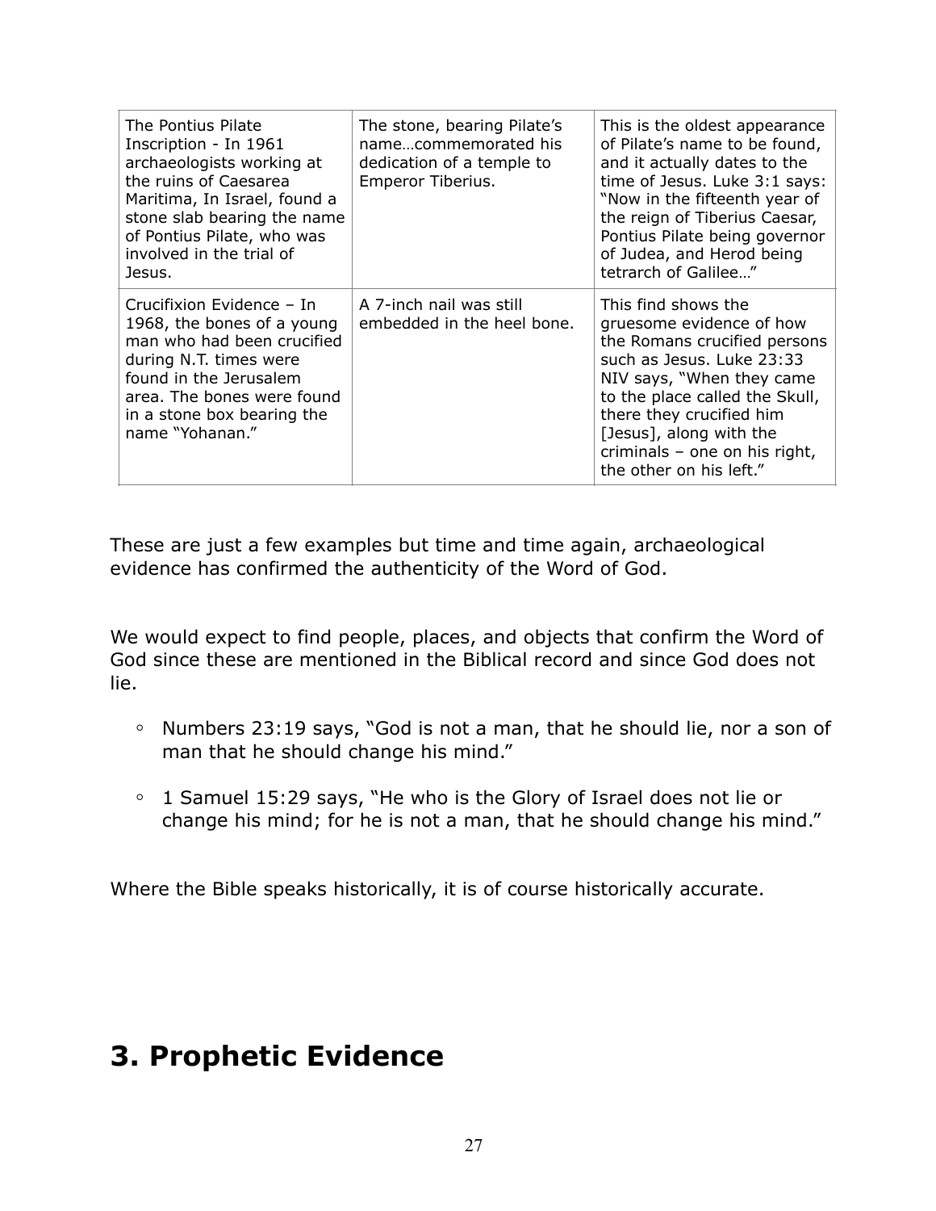| | | |
|---|---|---|
| The Pontius Pilate Inscription - In 1961 archaeologists working at the ruins of Caesarea Maritima, In Israel, found a stone slab bearing the name of Pontius Pilate, who was involved in the trial of Jesus. | The stone, bearing Pilate's name…commemorated his dedication of a temple to Emperor Tiberius. | This is the oldest appearance of Pilate's name to be found, and it actually dates to the time of Jesus. Luke 3:1 says: "Now in the fifteenth year of the reign of Tiberius Caesar, Pontius Pilate being governor of Judea, and Herod being tetrarch of Galilee…" |
| Crucifixion Evidence – In 1968, the bones of a young man who had been crucified during N.T. times were found in the Jerusalem area. The bones were found in a stone box bearing the name "Yohanan." | A 7-inch nail was still embedded in the heel bone. | This find shows the gruesome evidence of how the Romans crucified persons such as Jesus. Luke 23:33 NIV says, "When they came to the place called the Skull, there they crucified him [Jesus], along with the criminals – one on his right, the other on his left." |

These are just a few examples but time and time again, archaeological evidence has confirmed the authenticity of the Word of God.

We would expect to find people, places, and objects that confirm the Word of God since these are mentioned in the Biblical record and since God does not lie.

- Numbers 23:19 says, "God is not a man, that he should lie, nor a son of man that he should change his mind."
- 1 Samuel 15:29 says, "He who is the Glory of Israel does not lie or change his mind; for he is not a man, that he should change his mind."

Where the Bible speaks historically, it is of course historically accurate.

# 3. Prophetic Evidence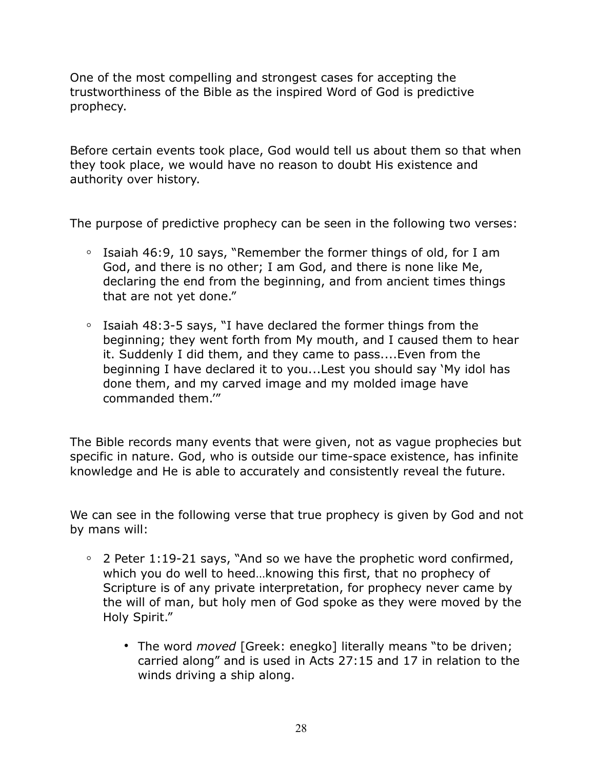One of the most compelling and strongest cases for accepting the trustworthiness of the Bible as the inspired Word of God is predictive prophecy.

Before certain events took place, God would tell us about them so that when they took place, we would have no reason to doubt His existence and authority over history.

The purpose of predictive prophecy can be seen in the following two verses:

- Isaiah 46:9, 10 says, "Remember the former things of old, for I am God, and there is no other; I am God, and there is none like Me, declaring the end from the beginning, and from ancient times things that are not yet done."
- Isaiah 48:3-5 says, "I have declared the former things from the beginning; they went forth from My mouth, and I caused them to hear it. Suddenly I did them, and they came to pass....Even from the beginning I have declared it to you...Lest you should say 'My idol has done them, and my carved image and my molded image have commanded them.'"

The Bible records many events that were given, not as vague prophecies but specific in nature. God, who is outside our time-space existence, has infinite knowledge and He is able to accurately and consistently reveal the future.

We can see in the following verse that true prophecy is given by God and not by mans will:

- 2 Peter 1:19-21 says, "And so we have the prophetic word confirmed, which you do well to heed…knowing this first, that no prophecy of Scripture is of any private interpretation, for prophecy never came by the will of man, but holy men of God spoke as they were moved by the Holy Spirit."
    - The word *moved* [Greek: enegko] literally means "to be driven; carried along" and is used in Acts 27:15 and 17 in relation to the winds driving a ship along.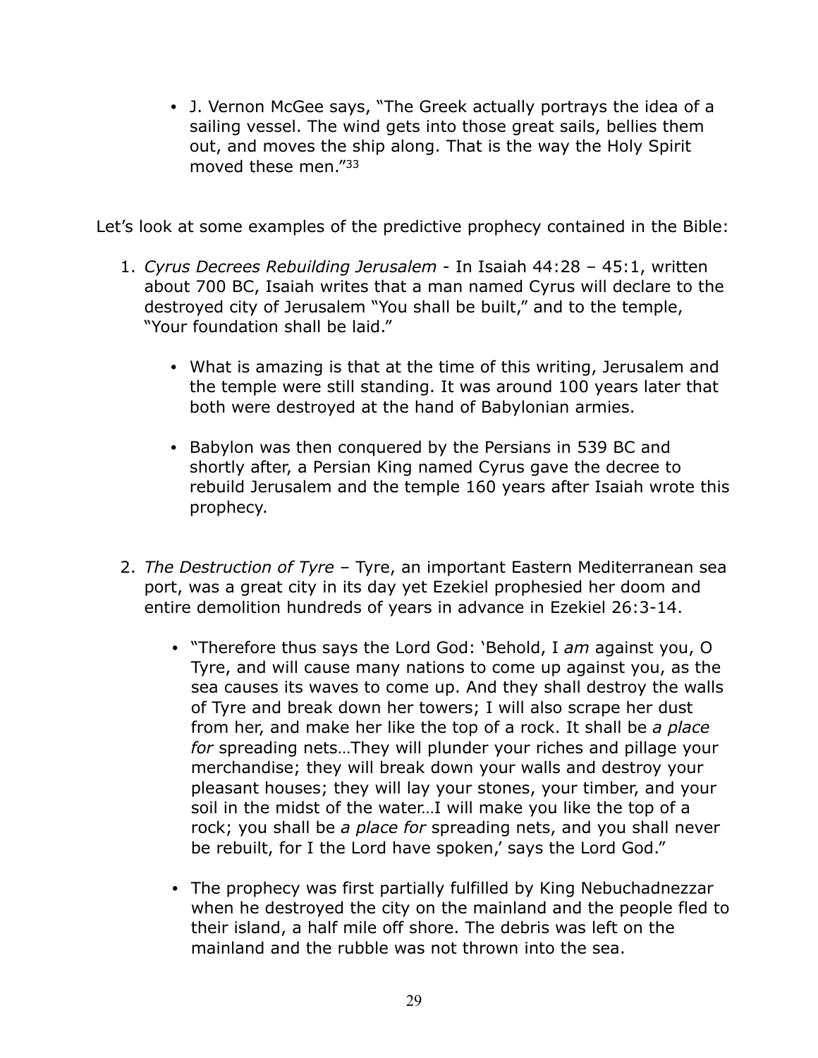- J. Vernon McGee says, "The Greek actually portrays the idea of a sailing vessel. The wind gets into those great sails, bellies them out, and moves the ship along. That is the way the Holy Spirit moved these men."[33]

Let's look at some examples of the predictive prophecy contained in the Bible:

1. *Cyrus Decrees Rebuilding Jerusalem* - In Isaiah 44:28 – 45:1, written about 700 BC, Isaiah writes that a man named Cyrus will declare to the destroyed city of Jerusalem "You shall be built," and to the temple, "Your foundation shall be laid."

   - What is amazing is that at the time of this writing, Jerusalem and the temple were still standing. It was around 100 years later that both were destroyed at the hand of Babylonian armies.

   - Babylon was then conquered by the Persians in 539 BC and shortly after, a Persian King named Cyrus gave the decree to rebuild Jerusalem and the temple 160 years after Isaiah wrote this prophecy.

2. *The Destruction of Tyre* – Tyre, an important Eastern Mediterranean sea port, was a great city in its day yet Ezekiel prophesied her doom and entire demolition hundreds of years in advance in Ezekiel 26:3-14.

   - "Therefore thus says the Lord God: 'Behold, I *am* against you, O Tyre, and will cause many nations to come up against you, as the sea causes its waves to come up. And they shall destroy the walls of Tyre and break down her towers; I will also scrape her dust from her, and make her like the top of a rock. It shall be *a place for* spreading nets…They will plunder your riches and pillage your merchandise; they will break down your walls and destroy your pleasant houses; they will lay your stones, your timber, and your soil in the midst of the water…I will make you like the top of a rock; you shall be *a place for* spreading nets, and you shall never be rebuilt, for I the Lord have spoken,' says the Lord God."

   - The prophecy was first partially fulfilled by King Nebuchadnezzar when he destroyed the city on the mainland and the people fled to their island, a half mile off shore. The debris was left on the mainland and the rubble was not thrown into the sea.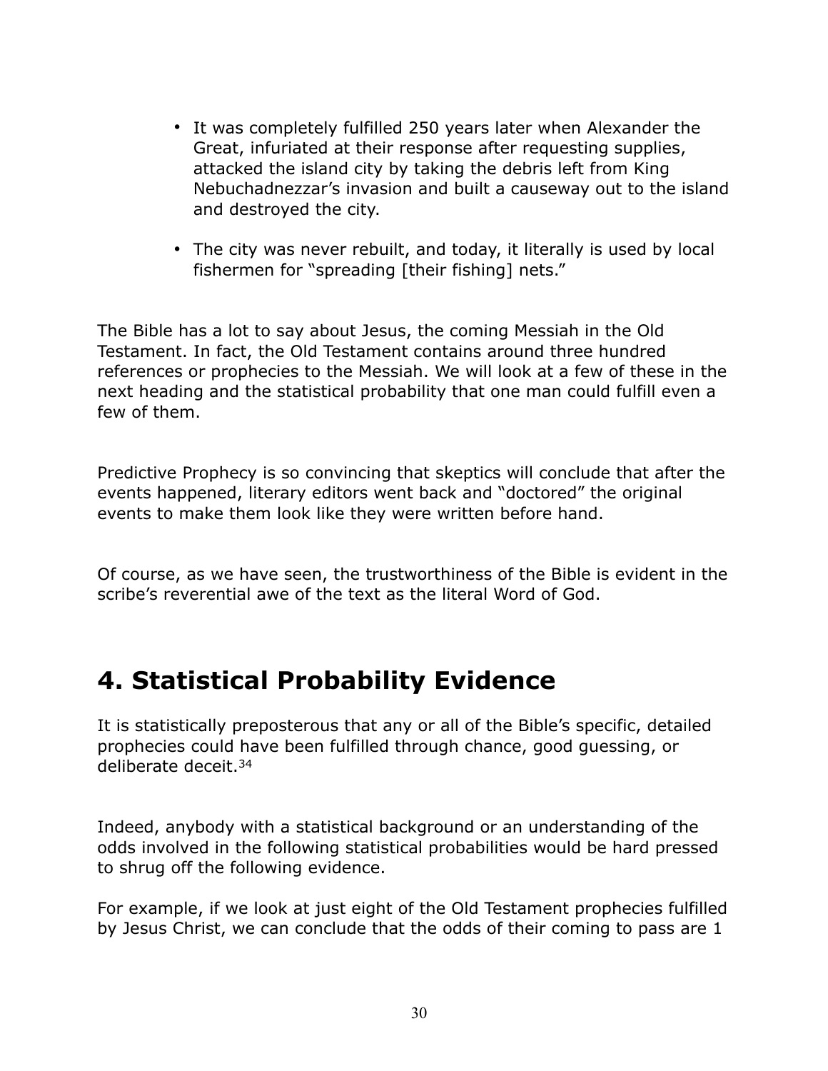- It was completely fulfilled 250 years later when Alexander the Great, infuriated at their response after requesting supplies, attacked the island city by taking the debris left from King Nebuchadnezzar's invasion and built a causeway out to the island and destroyed the city.
- The city was never rebuilt, and today, it literally is used by local fishermen for "spreading [their fishing] nets."

The Bible has a lot to say about Jesus, the coming Messiah in the Old Testament. In fact, the Old Testament contains around three hundred references or prophecies to the Messiah. We will look at a few of these in the next heading and the statistical probability that one man could fulfill even a few of them.

Predictive Prophecy is so convincing that skeptics will conclude that after the events happened, literary editors went back and "doctored" the original events to make them look like they were written before hand.

Of course, as we have seen, the trustworthiness of the Bible is evident in the scribe's reverential awe of the text as the literal Word of God.

## 4. Statistical Probability Evidence

It is statistically preposterous that any or all of the Bible's specific, detailed prophecies could have been fulfilled through chance, good guessing, or deliberate deceit.[34]

Indeed, anybody with a statistical background or an understanding of the odds involved in the following statistical probabilities would be hard pressed to shrug off the following evidence.

For example, if we look at just eight of the Old Testament prophecies fulfilled by Jesus Christ, we can conclude that the odds of their coming to pass are 1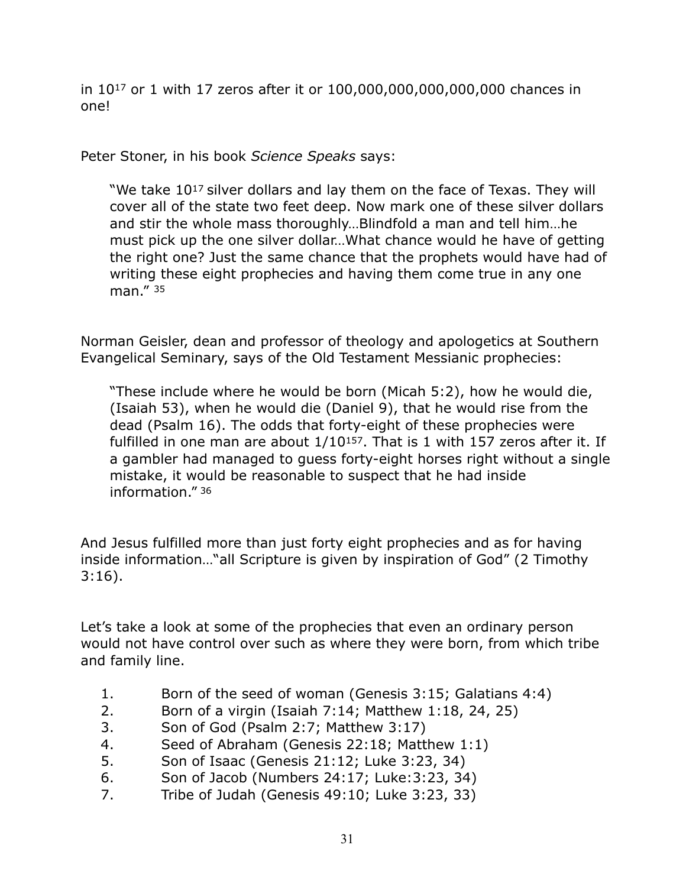in $10^{17}$ or 1 with 17 zeros after it or 100,000,000,000,000,000 chances in one!

Peter Stoner, in his book *Science Speaks* says:

> "We take $10^{17}$ silver dollars and lay them on the face of Texas. They will cover all of the state two feet deep. Now mark one of these silver dollars and stir the whole mass thoroughly…Blindfold a man and tell him…he must pick up the one silver dollar…What chance would he have of getting the right one? Just the same chance that the prophets would have had of writing these eight prophecies and having them come true in any one man." [35]

Norman Geisler, dean and professor of theology and apologetics at Southern Evangelical Seminary, says of the Old Testament Messianic prophecies:

> "These include where he would be born (Micah 5:2), how he would die, (Isaiah 53), when he would die (Daniel 9), that he would rise from the dead (Psalm 16). The odds that forty-eight of these prophecies were fulfilled in one man are about $1/10^{157}$. That is 1 with 157 zeros after it. If a gambler had managed to guess forty-eight horses right without a single mistake, it would be reasonable to suspect that he had inside information." [36]

And Jesus fulfilled more than just forty eight prophecies and as for having inside information…"all Scripture is given by inspiration of God" (2 Timothy 3:16).

Let's take a look at some of the prophecies that even an ordinary person would not have control over such as where they were born, from which tribe and family line.

1. Born of the seed of woman (Genesis 3:15; Galatians 4:4)
2. Born of a virgin (Isaiah 7:14; Matthew 1:18, 24, 25)
3. Son of God (Psalm 2:7; Matthew 3:17)
4. Seed of Abraham (Genesis 22:18; Matthew 1:1)
5. Son of Isaac (Genesis 21:12; Luke 3:23, 34)
6. Son of Jacob (Numbers 24:17; Luke:3:23, 34)
7. Tribe of Judah (Genesis 49:10; Luke 3:23, 33)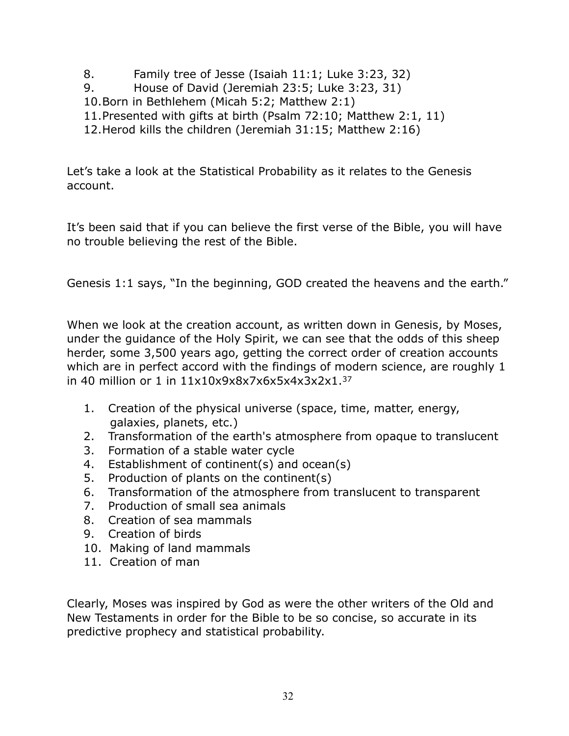8. Family tree of Jesse (Isaiah 11:1; Luke 3:23, 32)
9. House of David (Jeremiah 23:5; Luke 3:23, 31)
10. Born in Bethlehem (Micah 5:2; Matthew 2:1)
11. Presented with gifts at birth (Psalm 72:10; Matthew 2:1, 11)
12. Herod kills the children (Jeremiah 31:15; Matthew 2:16)

Let's take a look at the Statistical Probability as it relates to the Genesis account.

It's been said that if you can believe the first verse of the Bible, you will have no trouble believing the rest of the Bible.

Genesis 1:1 says, "In the beginning, GOD created the heavens and the earth."

When we look at the creation account, as written down in Genesis, by Moses, under the guidance of the Holy Spirit, we can see that the odds of this sheep herder, some 3,500 years ago, getting the correct order of creation accounts which are in perfect accord with the findings of modern science, are roughly 1 in 40 million or 1 in 11x10x9x8x7x6x5x4x3x2x1.[37]

1. Creation of the physical universe (space, time, matter, energy, galaxies, planets, etc.)
2. Transformation of the earth's atmosphere from opaque to translucent
3. Formation of a stable water cycle
4. Establishment of continent(s) and ocean(s)
5. Production of plants on the continent(s)
6. Transformation of the atmosphere from translucent to transparent
7. Production of small sea animals
8. Creation of sea mammals
9. Creation of birds
10. Making of land mammals
11. Creation of man

Clearly, Moses was inspired by God as were the other writers of the Old and New Testaments in order for the Bible to be so concise, so accurate in its predictive prophecy and statistical probability.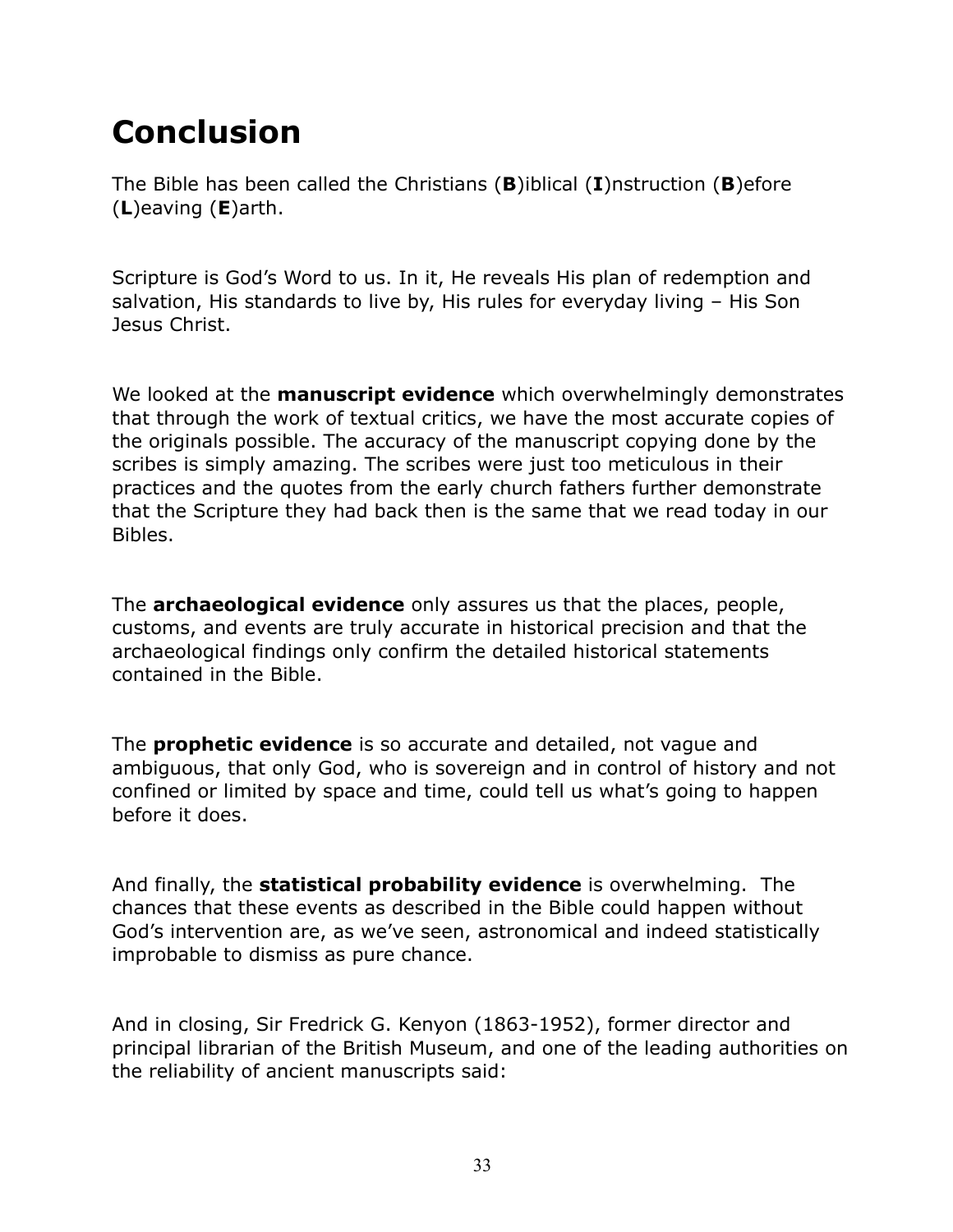# Conclusion

The Bible has been called the Christians (**B**)iblical (**I**)nstruction (**B**)efore (**L**)eaving (**E**)arth.

Scripture is God's Word to us. In it, He reveals His plan of redemption and salvation, His standards to live by, His rules for everyday living – His Son Jesus Christ.

We looked at the **manuscript evidence** which overwhelmingly demonstrates that through the work of textual critics, we have the most accurate copies of the originals possible. The accuracy of the manuscript copying done by the scribes is simply amazing. The scribes were just too meticulous in their practices and the quotes from the early church fathers further demonstrate that the Scripture they had back then is the same that we read today in our Bibles.

The **archaeological evidence** only assures us that the places, people, customs, and events are truly accurate in historical precision and that the archaeological findings only confirm the detailed historical statements contained in the Bible.

The **prophetic evidence** is so accurate and detailed, not vague and ambiguous, that only God, who is sovereign and in control of history and not confined or limited by space and time, could tell us what's going to happen before it does.

And finally, the **statistical probability evidence** is overwhelming. The chances that these events as described in the Bible could happen without God's intervention are, as we've seen, astronomical and indeed statistically improbable to dismiss as pure chance.

And in closing, Sir Fredrick G. Kenyon (1863-1952), former director and principal librarian of the British Museum, and one of the leading authorities on the reliability of ancient manuscripts said: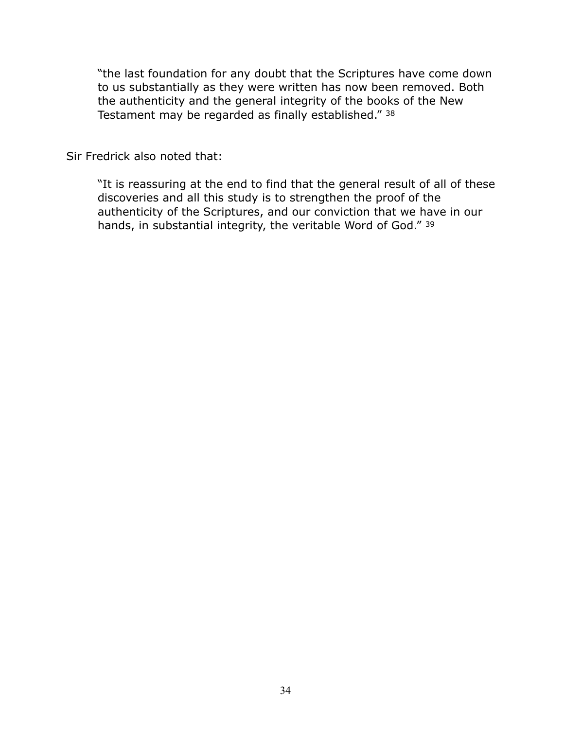> "the last foundation for any doubt that the Scriptures have come down to us substantially as they were written has now been removed. Both the authenticity and the general integrity of the books of the New Testament may be regarded as finally established." [38]

Sir Fredrick also noted that:

> "It is reassuring at the end to find that the general result of all of these discoveries and all this study is to strengthen the proof of the authenticity of the Scriptures, and our conviction that we have in our hands, in substantial integrity, the veritable Word of God." [39]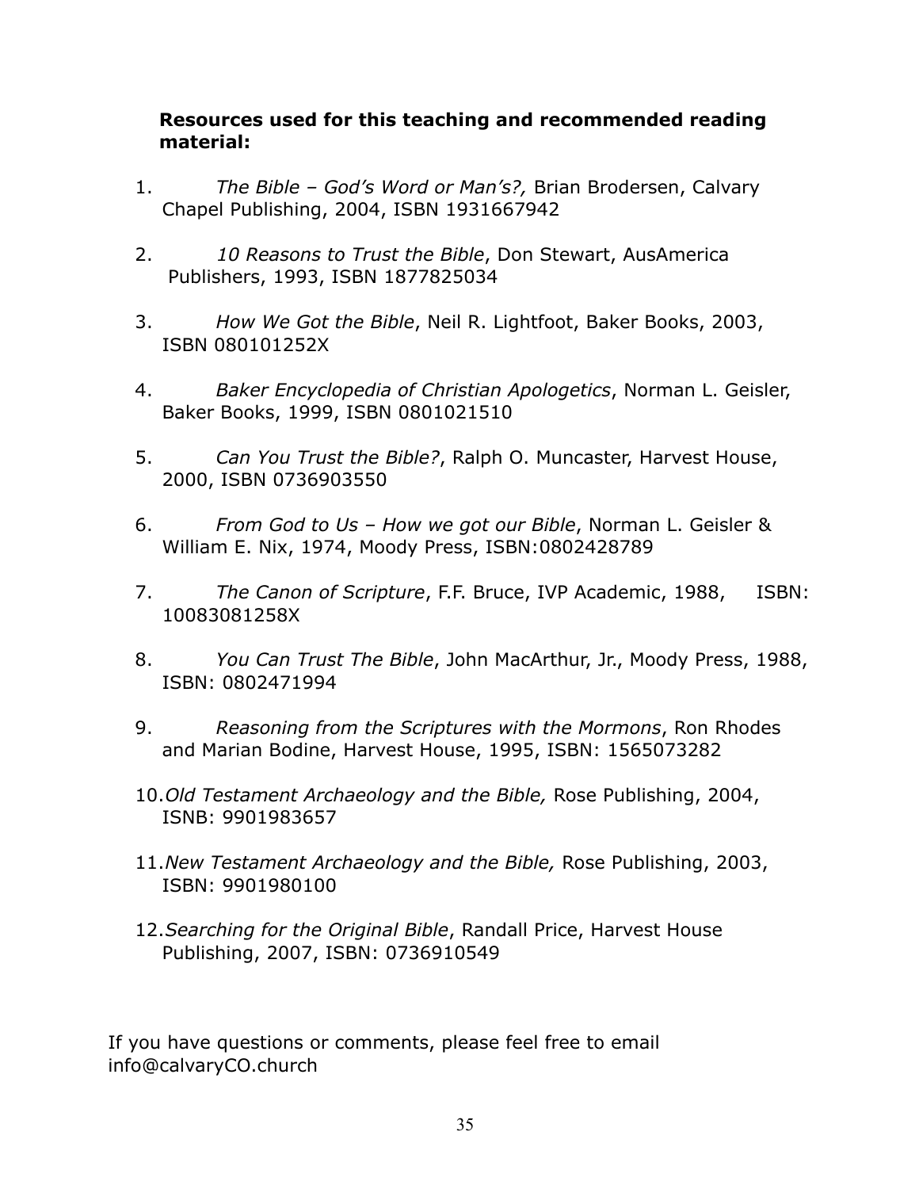**Resources used for this teaching and recommended reading material:**

1. *The Bible – God's Word or Man's?,* Brian Brodersen, Calvary Chapel Publishing, 2004, ISBN 1931667942

2. *10 Reasons to Trust the Bible*, Don Stewart, AusAmerica Publishers, 1993, ISBN 1877825034

3. *How We Got the Bible*, Neil R. Lightfoot, Baker Books, 2003, ISBN 080101252X

4. *Baker Encyclopedia of Christian Apologetics*, Norman L. Geisler, Baker Books, 1999, ISBN 0801021510

5. *Can You Trust the Bible?*, Ralph O. Muncaster, Harvest House, 2000, ISBN 0736903550

6. *From God to Us – How we got our Bible*, Norman L. Geisler & William E. Nix, 1974, Moody Press, ISBN:0802428789

7. *The Canon of Scripture*, F.F. Bruce, IVP Academic, 1988, ISBN: 10083081258X

8. *You Can Trust The Bible*, John MacArthur, Jr., Moody Press, 1988, ISBN: 0802471994

9. *Reasoning from the Scriptures with the Mormons*, Ron Rhodes and Marian Bodine, Harvest House, 1995, ISBN: 1565073282

10. *Old Testament Archaeology and the Bible,* Rose Publishing, 2004, ISNB: 9901983657

11. *New Testament Archaeology and the Bible,* Rose Publishing, 2003, ISBN: 9901980100

12. *Searching for the Original Bible*, Randall Price, Harvest House Publishing, 2007, ISBN: 0736910549

If you have questions or comments, please feel free to email info@calvaryCO.church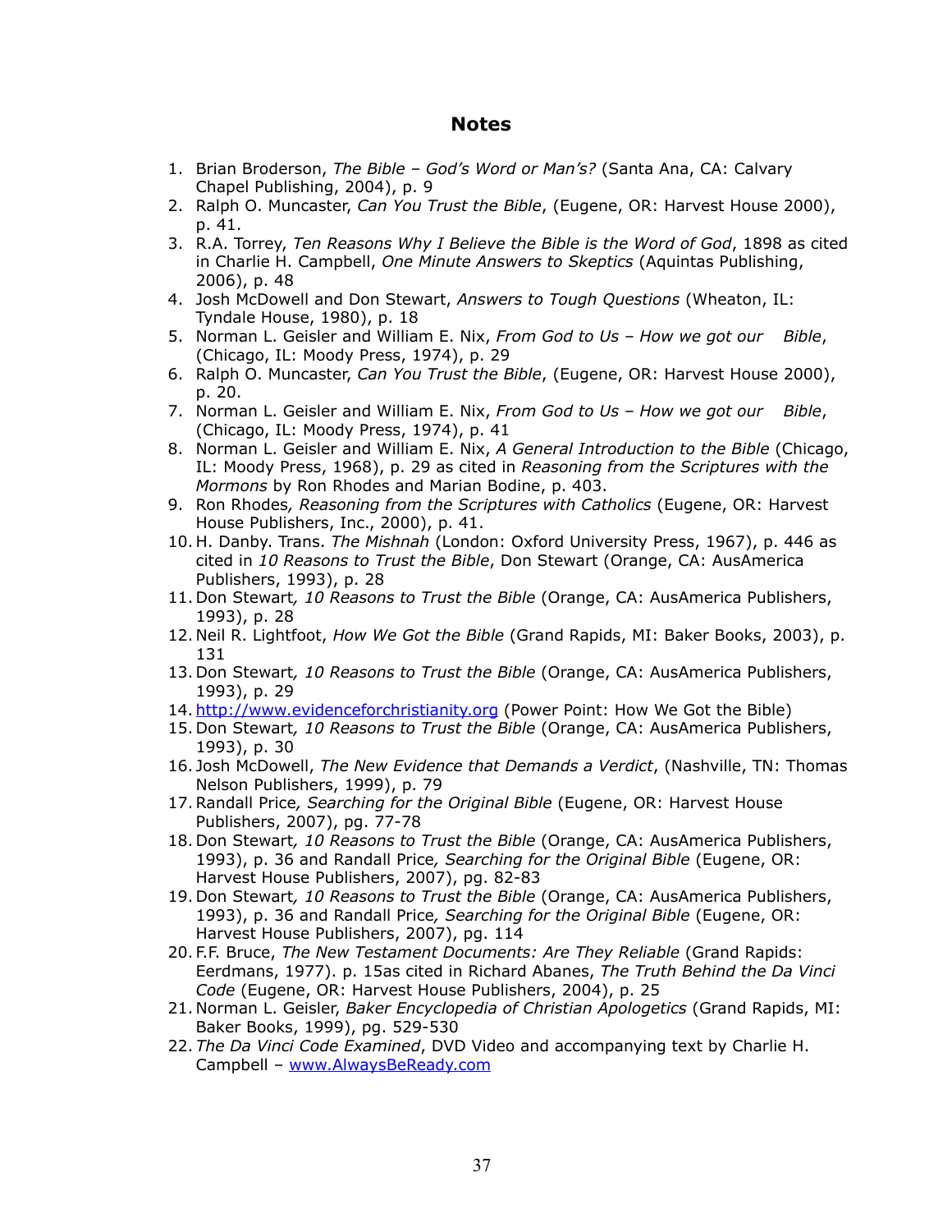# Notes

1. Brian Broderson, *The Bible – God's Word or Man's?* (Santa Ana, CA: Calvary Chapel Publishing, 2004), p. 9
2. Ralph O. Muncaster, *Can You Trust the Bible*, (Eugene, OR: Harvest House 2000), p. 41.
3. R.A. Torrey, *Ten Reasons Why I Believe the Bible is the Word of God*, 1898 as cited in Charlie H. Campbell, *One Minute Answers to Skeptics* (Aquintas Publishing, 2006), p. 48
4. Josh McDowell and Don Stewart, *Answers to Tough Questions* (Wheaton, IL: Tyndale House, 1980), p. 18
5. Norman L. Geisler and William E. Nix, *From God to Us – How we got our Bible*, (Chicago, IL: Moody Press, 1974), p. 29
6. Ralph O. Muncaster, *Can You Trust the Bible*, (Eugene, OR: Harvest House 2000), p. 20.
7. Norman L. Geisler and William E. Nix, *From God to Us – How we got our Bible*, (Chicago, IL: Moody Press, 1974), p. 41
8. Norman L. Geisler and William E. Nix, *A General Introduction to the Bible* (Chicago, IL: Moody Press, 1968), p. 29 as cited in *Reasoning from the Scriptures with the Mormons* by Ron Rhodes and Marian Bodine, p. 403.
9. Ron Rhodes*, Reasoning from the Scriptures with Catholics* (Eugene, OR: Harvest House Publishers, Inc., 2000), p. 41.
10. H. Danby. Trans. *The Mishnah* (London: Oxford University Press, 1967), p. 446 as cited in *10 Reasons to Trust the Bible*, Don Stewart (Orange, CA: AusAmerica Publishers, 1993), p. 28
11. Don Stewart*, 10 Reasons to Trust the Bible* (Orange, CA: AusAmerica Publishers, 1993), p. 28
12. Neil R. Lightfoot, *How We Got the Bible* (Grand Rapids, MI: Baker Books, 2003), p. 131
13. Don Stewart*, 10 Reasons to Trust the Bible* (Orange, CA: AusAmerica Publishers, 1993), p. 29
14. [http://www.evidenceforchristianity.org](http://www.evidenceforchristianity.org) (Power Point: How We Got the Bible)
15. Don Stewart*, 10 Reasons to Trust the Bible* (Orange, CA: AusAmerica Publishers, 1993), p. 30
16. Josh McDowell, *The New Evidence that Demands a Verdict*, (Nashville, TN: Thomas Nelson Publishers, 1999), p. 79
17. Randall Price*, Searching for the Original Bible* (Eugene, OR: Harvest House Publishers, 2007), pg. 77-78
18. Don Stewart*, 10 Reasons to Trust the Bible* (Orange, CA: AusAmerica Publishers, 1993), p. 36 and Randall Price*, Searching for the Original Bible* (Eugene, OR: Harvest House Publishers, 2007), pg. 82-83
19. Don Stewart*, 10 Reasons to Trust the Bible* (Orange, CA: AusAmerica Publishers, 1993), p. 36 and Randall Price*, Searching for the Original Bible* (Eugene, OR: Harvest House Publishers, 2007), pg. 114
20. F.F. Bruce, *The New Testament Documents: Are They Reliable* (Grand Rapids: Eerdmans, 1977). p. 15as cited in Richard Abanes, *The Truth Behind the Da Vinci Code* (Eugene, OR: Harvest House Publishers, 2004), p. 25
21. Norman L. Geisler, *Baker Encyclopedia of Christian Apologetics* (Grand Rapids, MI: Baker Books, 1999), pg. 529-530
22. *The Da Vinci Code Examined*, DVD Video and accompanying text by Charlie H. Campbell – [www.AlwaysBeReady.com](http://www.AlwaysBeReady.com)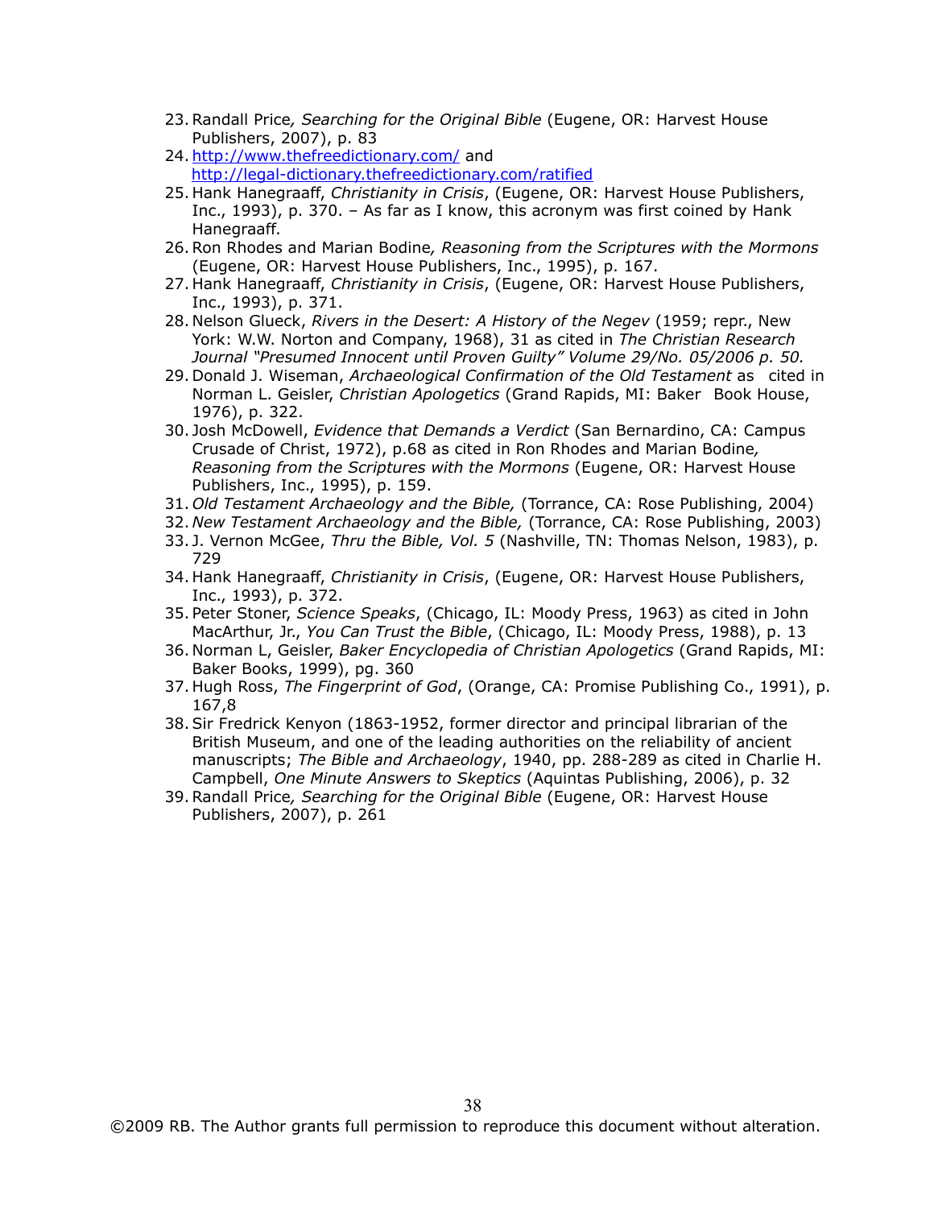23. Randall Price*, Searching for the Original Bible* (Eugene, OR: Harvest House Publishers, 2007), p. 83
24. http://www.thefreedictionary.com/ and http://legal-dictionary.thefreedictionary.com/ratified
25. Hank Hanegraaff, *Christianity in Crisis*, (Eugene, OR: Harvest House Publishers, Inc., 1993), p. 370. – As far as I know, this acronym was first coined by Hank Hanegraaff.
26. Ron Rhodes and Marian Bodine*, Reasoning from the Scriptures with the Mormons* (Eugene, OR: Harvest House Publishers, Inc., 1995), p. 167.
27. Hank Hanegraaff, *Christianity in Crisis*, (Eugene, OR: Harvest House Publishers, Inc., 1993), p. 371.
28. Nelson Glueck, *Rivers in the Desert: A History of the Negev* (1959; repr., New York: W.W. Norton and Company, 1968), 31 as cited in *The Christian Research Journal "Presumed Innocent until Proven Guilty" Volume 29/No. 05/2006 p. 50.*
29. Donald J. Wiseman, *Archaeological Confirmation of the Old Testament* as cited in Norman L. Geisler, *Christian Apologetics* (Grand Rapids, MI: Baker Book House, 1976), p. 322.
30. Josh McDowell, *Evidence that Demands a Verdict* (San Bernardino, CA: Campus Crusade of Christ, 1972), p.68 as cited in Ron Rhodes and Marian Bodine*, Reasoning from the Scriptures with the Mormons* (Eugene, OR: Harvest House Publishers, Inc., 1995), p. 159.
31. *Old Testament Archaeology and the Bible,* (Torrance, CA: Rose Publishing, 2004)
32. *New Testament Archaeology and the Bible,* (Torrance, CA: Rose Publishing, 2003)
33. J. Vernon McGee, *Thru the Bible, Vol. 5* (Nashville, TN: Thomas Nelson, 1983), p. 729
34. Hank Hanegraaff, *Christianity in Crisis*, (Eugene, OR: Harvest House Publishers, Inc., 1993), p. 372.
35. Peter Stoner, *Science Speaks*, (Chicago, IL: Moody Press, 1963) as cited in John MacArthur, Jr., *You Can Trust the Bible*, (Chicago, IL: Moody Press, 1988), p. 13
36. Norman L, Geisler, *Baker Encyclopedia of Christian Apologetics* (Grand Rapids, MI: Baker Books, 1999), pg. 360
37. Hugh Ross, *The Fingerprint of God*, (Orange, CA: Promise Publishing Co., 1991), p. 167,8
38. Sir Fredrick Kenyon (1863-1952, former director and principal librarian of the British Museum, and one of the leading authorities on the reliability of ancient manuscripts; *The Bible and Archaeology*, 1940, pp. 288-289 as cited in Charlie H. Campbell, *One Minute Answers to Skeptics* (Aquintas Publishing, 2006), p. 32
39. Randall Price*, Searching for the Original Bible* (Eugene, OR: Harvest House Publishers, 2007), p. 261

©2009 RB. The Author grants full permission to reproduce this document without alteration.